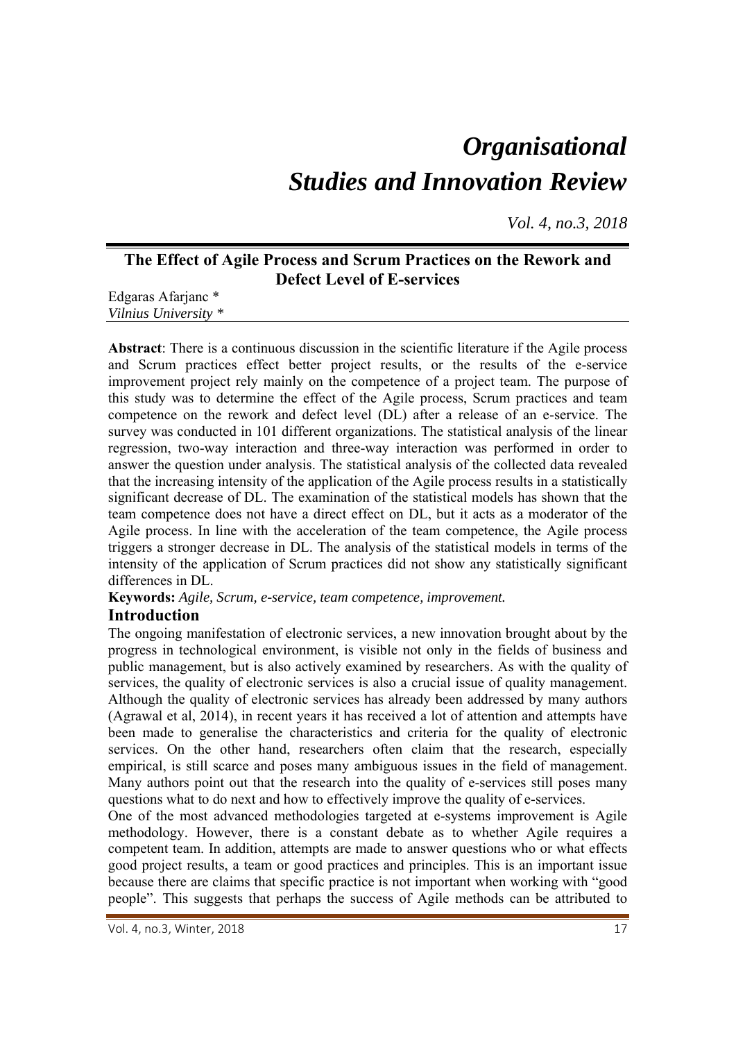# The Effect of Agile Process and Scrum Practices on the Rework and Defect Level of E-services

Edgaras Afarjanc *
*Vilnius University **

**Abstract**: There is a continuous discussion in the scientific literature if the Agile process and Scrum practices effect better project results, or the results of the e-service improvement project rely mainly on the competence of a project team. The purpose of this study was to determine the effect of the Agile process, Scrum practices and team competence on the rework and defect level (DL) after a release of an e-service. The survey was conducted in 101 different organizations. The statistical analysis of the linear regression, two-way interaction and three-way interaction was performed in order to answer the question under analysis. The statistical analysis of the collected data revealed that the increasing intensity of the application of the Agile process results in a statistically significant decrease of DL. The examination of the statistical models has shown that the team competence does not have a direct effect on DL, but it acts as a moderator of the Agile process. In line with the acceleration of the team competence, the Agile process triggers a stronger decrease in DL. The analysis of the statistical models in terms of the intensity of the application of Scrum practices did not show any statistically significant differences in DL.

**Keywords:** *Agile, Scrum, e-service, team competence, improvement.*

## Introduction

The ongoing manifestation of electronic services, a new innovation brought about by the progress in technological environment, is visible not only in the fields of business and public management, but is also actively examined by researchers. As with the quality of services, the quality of electronic services is also a crucial issue of quality management. Although the quality of electronic services has already been addressed by many authors (Agrawal et al, 2014), in recent years it has received a lot of attention and attempts have been made to generalise the characteristics and criteria for the quality of electronic services. On the other hand, researchers often claim that the research, especially empirical, is still scarce and poses many ambiguous issues in the field of management. Many authors point out that the research into the quality of e-services still poses many questions what to do next and how to effectively improve the quality of e-services.

One of the most advanced methodologies targeted at e-systems improvement is Agile methodology. However, there is a constant debate as to whether Agile requires a competent team. In addition, attempts are made to answer questions who or what effects good project results, a team or good practices and principles. This is an important issue because there are claims that specific practice is not important when working with "good people". This suggests that perhaps the success of Agile methods can be attributed to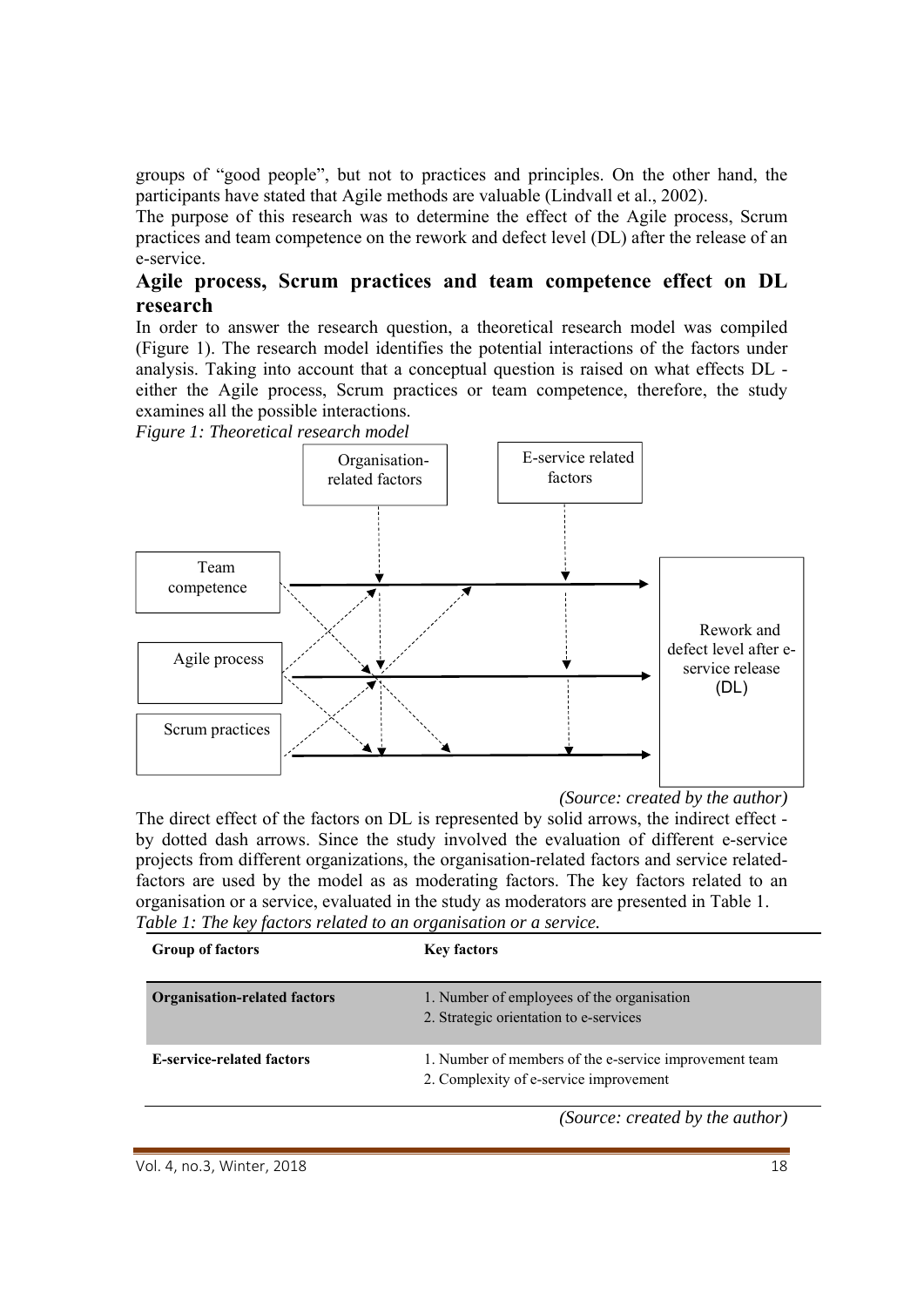groups of "good people", but not to practices and principles. On the other hand, the participants have stated that Agile methods are valuable (Lindvall et al., 2002).

The purpose of this research was to determine the effect of the Agile process, Scrum practices and team competence on the rework and defect level (DL) after the release of an e-service.

## Agile process, Scrum practices and team competence effect on DL research

In order to answer the research question, a theoretical research model was compiled (Figure 1). The research model identifies the potential interactions of the factors under analysis. Taking into account that a conceptual question is raised on what effects DL - either the Agile process, Scrum practices or team competence, therefore, the study examines all the possible interactions.

*Figure 1: Theoretical research model*

Organisation-related factors

E-service related factors

Team competence

Agile process

Scrum practices

Rework and defect level after e-service release (DL)

*(Source: created by the author)*

The direct effect of the factors on DL is represented by solid arrows, the indirect effect - by dotted dash arrows. Since the study involved the evaluation of different e-service projects from different organizations, the organisation-related factors and service related-factors are used by the model as as moderating factors. The key factors related to an organisation or a service, evaluated in the study as moderators are presented in Table 1.

*Table 1: The key factors related to an organisation or a service.*

| Group of factors | Key factors |
|---|---|
| **Organisation-related factors** | 1. Number of employees of the organisation<br>2. Strategic orientation to e-services |
| **E-service-related factors** | 1. Number of members of the e-service improvement team<br>2. Complexity of e-service improvement |

*(Source: created by the author)*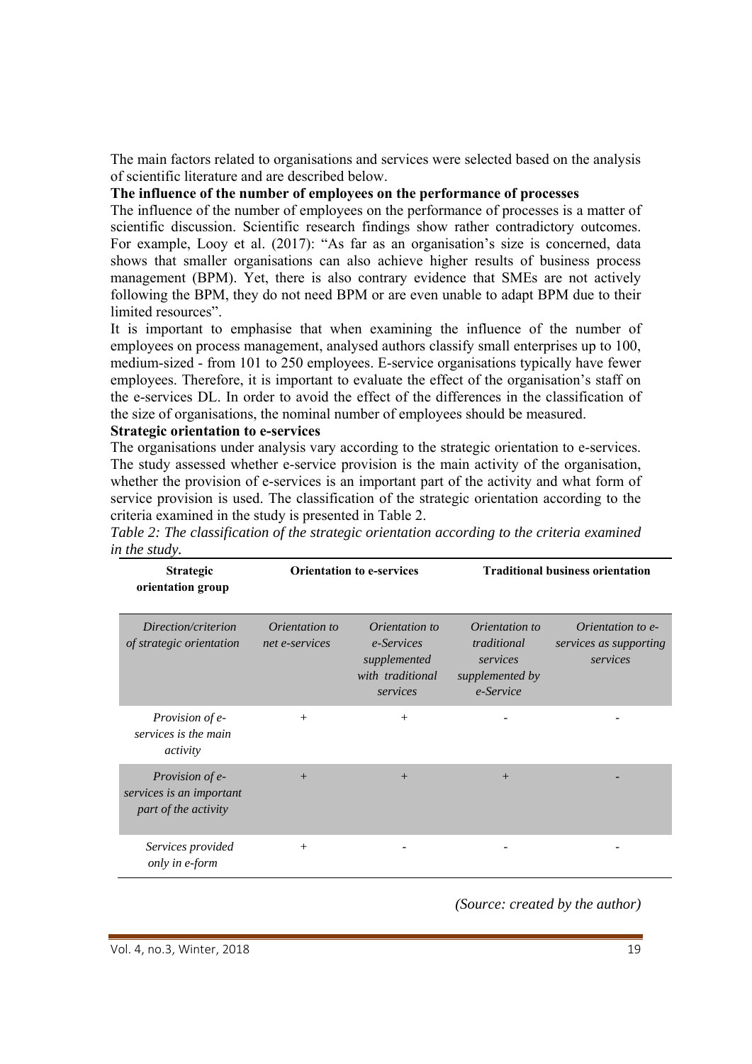The main factors related to organisations and services were selected based on the analysis of scientific literature and are described below.

**The influence of the number of employees on the performance of processes**

The influence of the number of employees on the performance of processes is a matter of scientific discussion. Scientific research findings show rather contradictory outcomes. For example, Looy et al. (2017): "As far as an organisation's size is concerned, data shows that smaller organisations can also achieve higher results of business process management (BPM). Yet, there is also contrary evidence that SMEs are not actively following the BPM, they do not need BPM or are even unable to adapt BPM due to their limited resources".

It is important to emphasise that when examining the influence of the number of employees on process management, analysed authors classify small enterprises up to 100, medium-sized - from 101 to 250 employees. E-service organisations typically have fewer employees. Therefore, it is important to evaluate the effect of the organisation's staff on the e-services DL. In order to avoid the effect of the differences in the classification of the size of organisations, the nominal number of employees should be measured.

**Strategic orientation to e-services**

The organisations under analysis vary according to the strategic orientation to e-services. The study assessed whether e-service provision is the main activity of the organisation, whether the provision of e-services is an important part of the activity and what form of service provision is used. The classification of the strategic orientation according to the criteria examined in the study is presented in Table 2.

*Table 2: The classification of the strategic orientation according to the criteria examined in the study.*

| **Strategic orientation group** | **Orientation to e-services** | | **Traditional business orientation** | |
|---|---|---|---|---|
| *Direction/criterion of strategic orientation* | *Orientation to net e-services* | *Orientation to e-Services supplemented with traditional services* | *Orientation to traditional services supplemented by e-Service* | *Orientation to e-services as supporting services* |
| *Provision of e-services is the main activity* | + | + | - | - |
| *Provision of e-services is an important part of the activity* | + | + | + | - |
| *Services provided only in e-form* | + | - | - | - |

*(Source: created by the author)*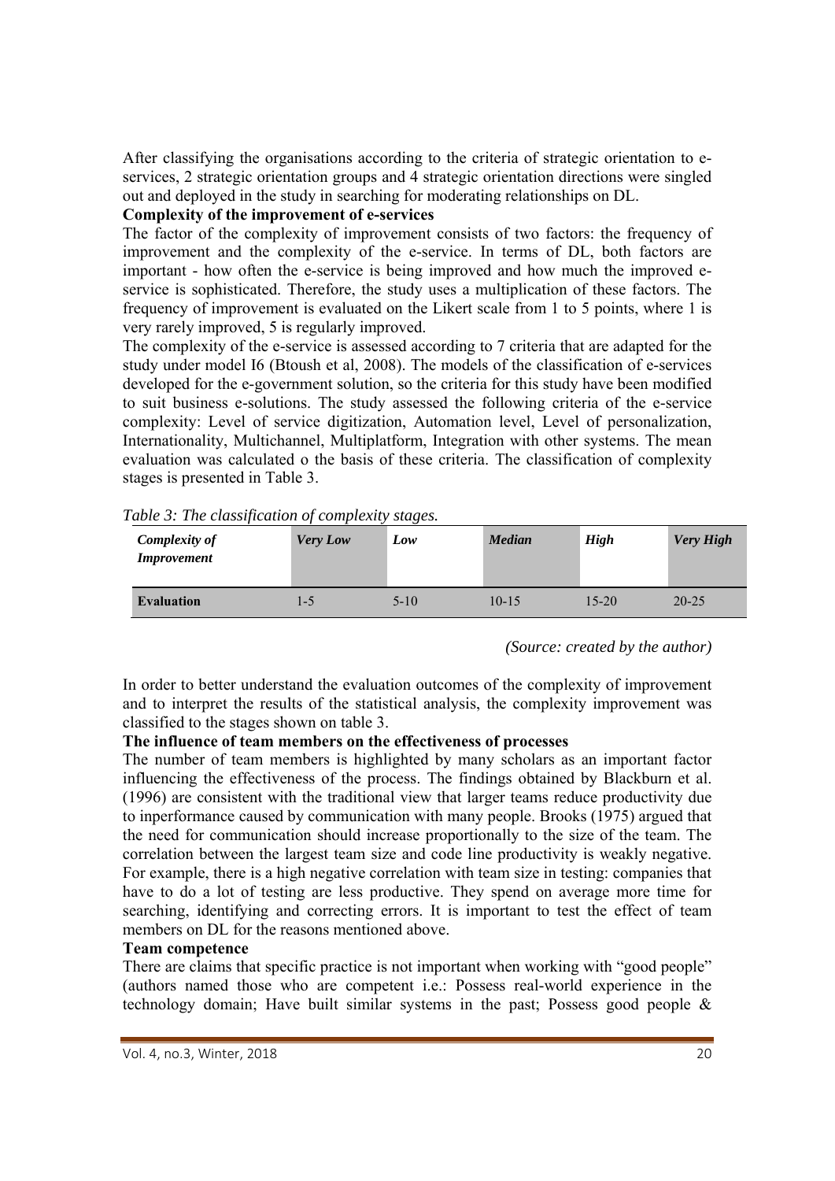After classifying the organisations according to the criteria of strategic orientation to e-services, 2 strategic orientation groups and 4 strategic orientation directions were singled out and deployed in the study in searching for moderating relationships on DL.

**Complexity of the improvement of e-services**

The factor of the complexity of improvement consists of two factors: the frequency of improvement and the complexity of the e-service. In terms of DL, both factors are important - how often the e-service is being improved and how much the improved e-service is sophisticated. Therefore, the study uses a multiplication of these factors. The frequency of improvement is evaluated on the Likert scale from 1 to 5 points, where 1 is very rarely improved, 5 is regularly improved.

The complexity of the e-service is assessed according to 7 criteria that are adapted for the study under model I6 (Btoush et al, 2008). The models of the classification of e-services developed for the e-government solution, so the criteria for this study have been modified to suit business e-solutions. The study assessed the following criteria of the e-service complexity: Level of service digitization, Automation level, Level of personalization, Internationality, Multichannel, Multiplatform, Integration with other systems. The mean evaluation was calculated o the basis of these criteria. The classification of complexity stages is presented in Table 3.

*Table 3: The classification of complexity stages.*

| ***Complexity of Improvement*** | ***Very Low*** | ***Low*** | ***Median*** | ***High*** | ***Very High*** |
|---|---|---|---|---|---|
| **Evaluation** | 1-5 | 5-10 | 10-15 | 15-20 | 20-25 |

*(Source: created by the author)*

In order to better understand the evaluation outcomes of the complexity of improvement and to interpret the results of the statistical analysis, the complexity improvement was classified to the stages shown on table 3.

**The influence of team members on the effectiveness of processes**

The number of team members is highlighted by many scholars as an important factor influencing the effectiveness of the process. The findings obtained by Blackburn et al. (1996) are consistent with the traditional view that larger teams reduce productivity due to inperformance caused by communication with many people. Brooks (1975) argued that the need for communication should increase proportionally to the size of the team. The correlation between the largest team size and code line productivity is weakly negative. For example, there is a high negative correlation with team size in testing: companies that have to do a lot of testing are less productive. They spend on average more time for searching, identifying and correcting errors. It is important to test the effect of team members on DL for the reasons mentioned above.

**Team competence**

There are claims that specific practice is not important when working with "good people" (authors named those who are competent i.e.: Possess real-world experience in the technology domain; Have built similar systems in the past; Possess good people &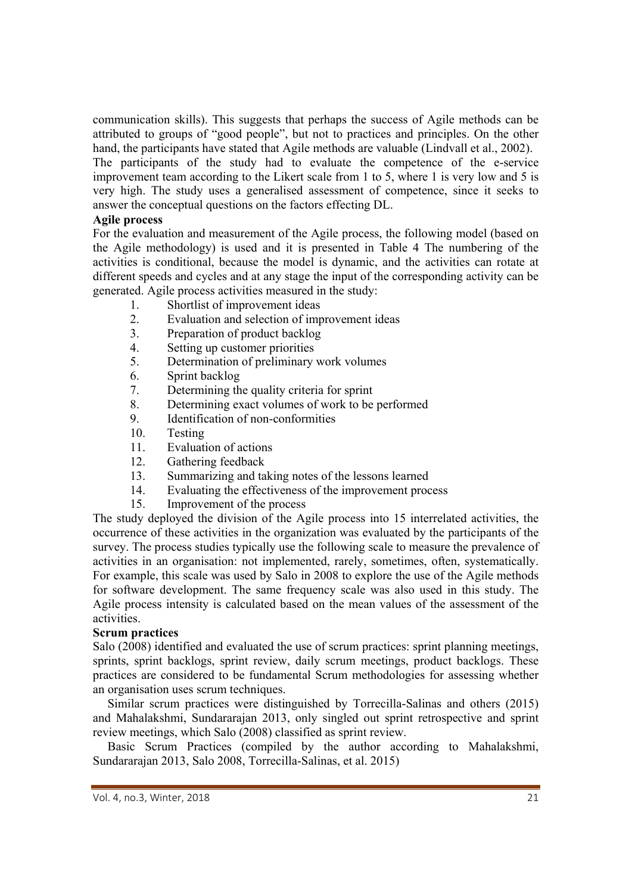communication skills). This suggests that perhaps the success of Agile methods can be attributed to groups of "good people", but not to practices and principles. On the other hand, the participants have stated that Agile methods are valuable (Lindvall et al., 2002).

The participants of the study had to evaluate the competence of the e-service improvement team according to the Likert scale from 1 to 5, where 1 is very low and 5 is very high. The study uses a generalised assessment of competence, since it seeks to answer the conceptual questions on the factors effecting DL.

**Agile process**

For the evaluation and measurement of the Agile process, the following model (based on the Agile methodology) is used and it is presented in Table 4 The numbering of the activities is conditional, because the model is dynamic, and the activities can rotate at different speeds and cycles and at any stage the input of the corresponding activity can be generated. Agile process activities measured in the study:

1. Shortlist of improvement ideas
2. Evaluation and selection of improvement ideas
3. Preparation of product backlog
4. Setting up customer priorities
5. Determination of preliminary work volumes
6. Sprint backlog
7. Determining the quality criteria for sprint
8. Determining exact volumes of work to be performed
9. Identification of non-conformities
10. Testing
11. Evaluation of actions
12. Gathering feedback
13. Summarizing and taking notes of the lessons learned
14. Evaluating the effectiveness of the improvement process
15. Improvement of the process

The study deployed the division of the Agile process into 15 interrelated activities, the occurrence of these activities in the organization was evaluated by the participants of the survey. The process studies typically use the following scale to measure the prevalence of activities in an organisation: not implemented, rarely, sometimes, often, systematically. For example, this scale was used by Salo in 2008 to explore the use of the Agile methods for software development. The same frequency scale was also used in this study. The Agile process intensity is calculated based on the mean values of the assessment of the activities.

**Scrum practices**

Salo (2008) identified and evaluated the use of scrum practices: sprint planning meetings, sprints, sprint backlogs, sprint review, daily scrum meetings, product backlogs. These practices are considered to be fundamental Scrum methodologies for assessing whether an organisation uses scrum techniques.

Similar scrum practices were distinguished by Torrecilla-Salinas and others (2015) and Mahalakshmi, Sundararajan 2013, only singled out sprint retrospective and sprint review meetings, which Salo (2008) classified as sprint review.

Basic Scrum Practices (compiled by the author according to Mahalakshmi, Sundararajan 2013, Salo 2008, Torrecilla-Salinas, et al. 2015)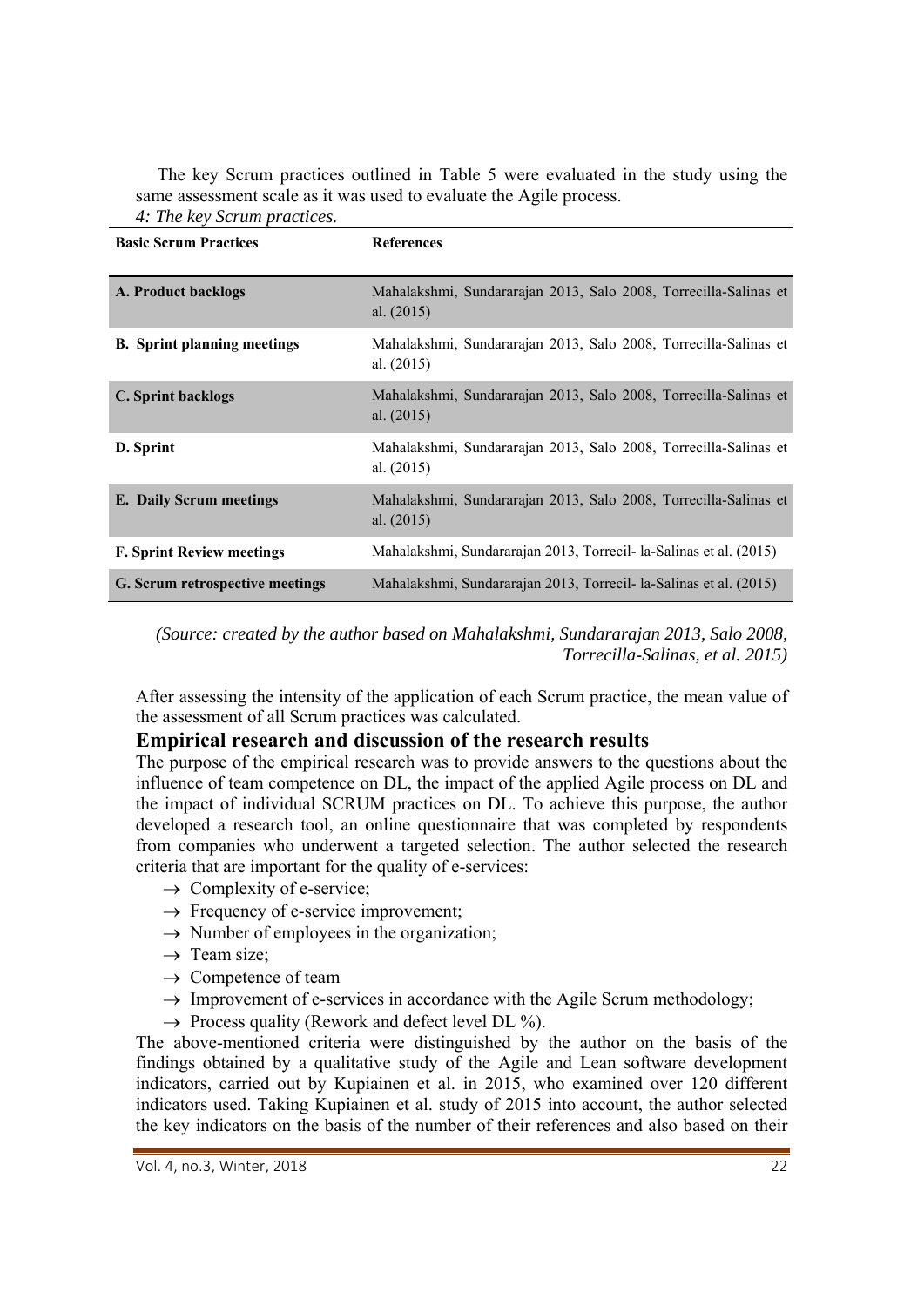The key Scrum practices outlined in Table 5 were evaluated in the study using the same assessment scale as it was used to evaluate the Agile process.

*4: The key Scrum practices.*

| Basic Scrum Practices | References |
|---|---|
| **A. Product backlogs** | Mahalakshmi, Sundararajan 2013, Salo 2008, Torrecilla-Salinas et al. (2015) |
| **B. Sprint planning meetings** | Mahalakshmi, Sundararajan 2013, Salo 2008, Torrecilla-Salinas et al. (2015) |
| **C. Sprint backlogs** | Mahalakshmi, Sundararajan 2013, Salo 2008, Torrecilla-Salinas et al. (2015) |
| **D. Sprint** | Mahalakshmi, Sundararajan 2013, Salo 2008, Torrecilla-Salinas et al. (2015) |
| **E. Daily Scrum meetings** | Mahalakshmi, Sundararajan 2013, Salo 2008, Torrecilla-Salinas et al. (2015) |
| **F. Sprint Review meetings** | Mahalakshmi, Sundararajan 2013, Torrecil- la-Salinas et al. (2015) |
| **G. Scrum retrospective meetings** | Mahalakshmi, Sundararajan 2013, Torrecil- la-Salinas et al. (2015) |

*(Source: created by the author based on Mahalakshmi, Sundararajan 2013, Salo 2008, Torrecilla-Salinas, et al. 2015)*

After assessing the intensity of the application of each Scrum practice, the mean value of the assessment of all Scrum practices was calculated.

## Empirical research and discussion of the research results

The purpose of the empirical research was to provide answers to the questions about the influence of team competence on DL, the impact of the applied Agile process on DL and the impact of individual SCRUM practices on DL. To achieve this purpose, the author developed a research tool, an online questionnaire that was completed by respondents from companies who underwent a targeted selection. The author selected the research criteria that are important for the quality of e-services:

- → Complexity of e-service;
- → Frequency of e-service improvement;
- → Number of employees in the organization;
- → Team size;
- → Competence of team
- → Improvement of e-services in accordance with the Agile Scrum methodology;
- → Process quality (Rework and defect level DL %).

The above-mentioned criteria were distinguished by the author on the basis of the findings obtained by a qualitative study of the Agile and Lean software development indicators, carried out by Kupiainen et al. in 2015, who examined over 120 different indicators used. Taking Kupiainen et al. study of 2015 into account, the author selected the key indicators on the basis of the number of their references and also based on their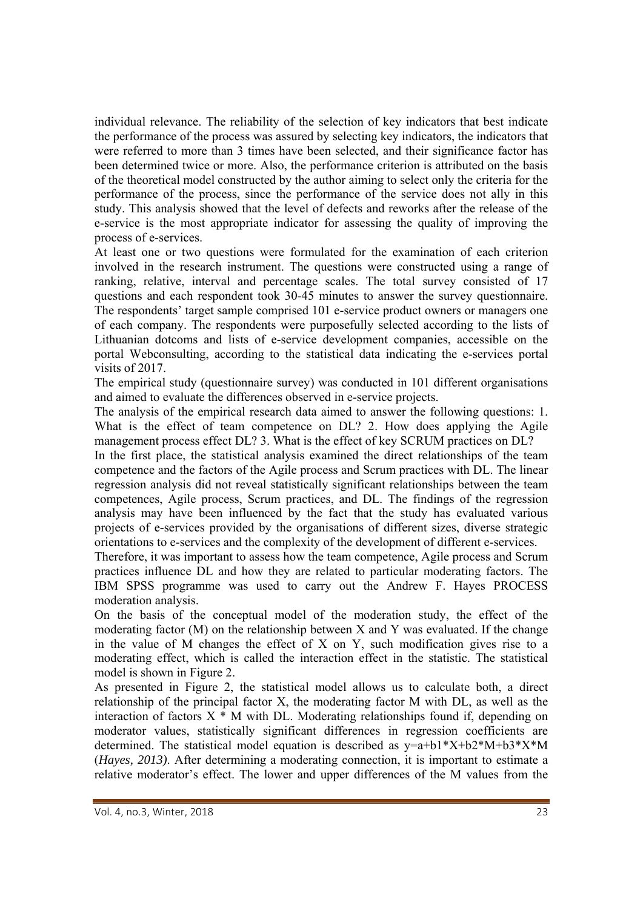individual relevance. The reliability of the selection of key indicators that best indicate the performance of the process was assured by selecting key indicators, the indicators that were referred to more than 3 times have been selected, and their significance factor has been determined twice or more. Also, the performance criterion is attributed on the basis of the theoretical model constructed by the author aiming to select only the criteria for the performance of the process, since the performance of the service does not ally in this study. This analysis showed that the level of defects and reworks after the release of the e-service is the most appropriate indicator for assessing the quality of improving the process of e-services.

At least one or two questions were formulated for the examination of each criterion involved in the research instrument. The questions were constructed using a range of ranking, relative, interval and percentage scales. The total survey consisted of 17 questions and each respondent took 30-45 minutes to answer the survey questionnaire. The respondents' target sample comprised 101 e-service product owners or managers one of each company. The respondents were purposefully selected according to the lists of Lithuanian dotcoms and lists of e-service development companies, accessible on the portal Webconsulting, according to the statistical data indicating the e-services portal visits of 2017.

The empirical study (questionnaire survey) was conducted in 101 different organisations and aimed to evaluate the differences observed in e-service projects.

The analysis of the empirical research data aimed to answer the following questions: 1. What is the effect of team competence on DL? 2. How does applying the Agile management process effect DL? 3. What is the effect of key SCRUM practices on DL?

In the first place, the statistical analysis examined the direct relationships of the team competence and the factors of the Agile process and Scrum practices with DL. The linear regression analysis did not reveal statistically significant relationships between the team competences, Agile process, Scrum practices, and DL. The findings of the regression analysis may have been influenced by the fact that the study has evaluated various projects of e-services provided by the organisations of different sizes, diverse strategic orientations to e-services and the complexity of the development of different e-services.

Therefore, it was important to assess how the team competence, Agile process and Scrum practices influence DL and how they are related to particular moderating factors. The IBM SPSS programme was used to carry out the Andrew F. Hayes PROCESS moderation analysis.

On the basis of the conceptual model of the moderation study, the effect of the moderating factor (M) on the relationship between X and Y was evaluated. If the change in the value of M changes the effect of X on Y, such modification gives rise to a moderating effect, which is called the interaction effect in the statistic. The statistical model is shown in Figure 2.

As presented in Figure 2, the statistical model allows us to calculate both, a direct relationship of the principal factor X, the moderating factor M with DL, as well as the interaction of factors $X * M$ with DL. Moderating relationships found if, depending on moderator values, statistically significant differences in regression coefficients are determined. The statistical model equation is described as $y=a+b1*X+b2*M+b3*X*M$ (*Hayes, 2013)*. After determining a moderating connection, it is important to estimate a relative moderator's effect. The lower and upper differences of the M values from the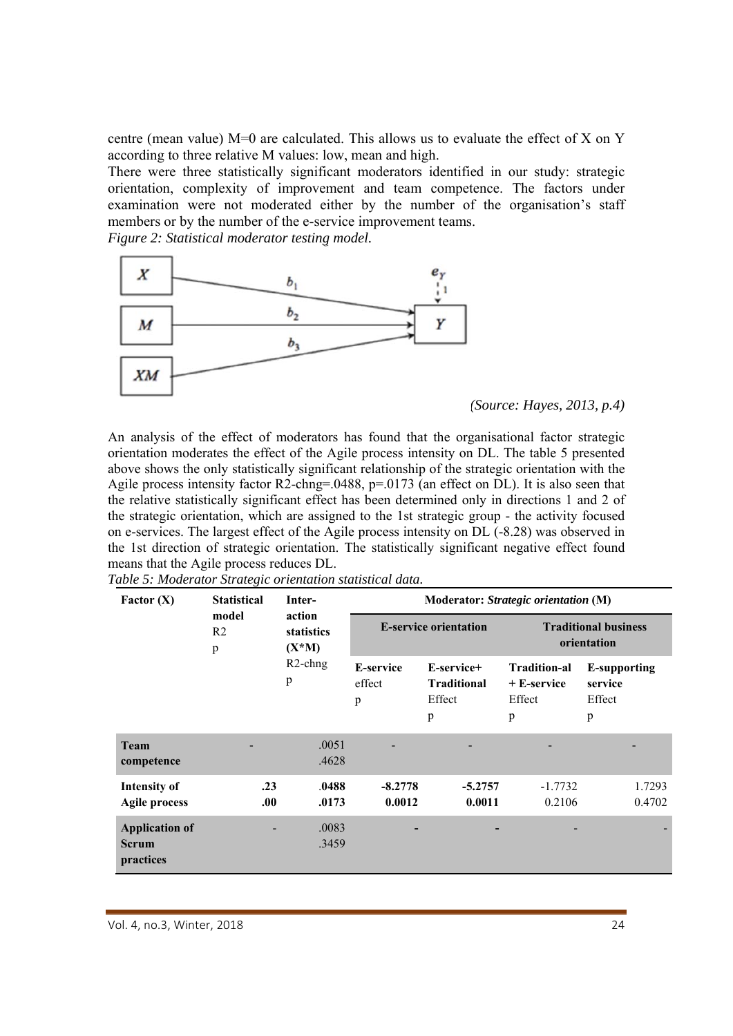centre (mean value) M=0 are calculated. This allows us to evaluate the effect of X on Y according to three relative M values: low, mean and high.

There were three statistically significant moderators identified in our study: strategic orientation, complexity of improvement and team competence. The factors under examination were not moderated either by the number of the organisation's staff members or by the number of the e-service improvement teams.

*Figure 2: Statistical moderator testing model.*

*(Source: Hayes, 2013, p.4)*

An analysis of the effect of moderators has found that the organisational factor strategic orientation moderates the effect of the Agile process intensity on DL. The table 5 presented above shows the only statistically significant relationship of the strategic orientation with the Agile process intensity factor R2-chng=.0488, p=.0173 (an effect on DL). It is also seen that the relative statistically significant effect has been determined only in directions 1 and 2 of the strategic orientation, which are assigned to the 1st strategic group - the activity focused on e-services. The largest effect of the Agile process intensity on DL (-8.28) was observed in the 1st direction of strategic orientation. The statistically significant negative effect found means that the Agile process reduces DL.

*Table 5: Moderator Strategic orientation statistical data.*

| **Factor (X)** | **Statistical model** R2 p | **Inter-action statistics (X\*M)** R2-chng p | **Moderator: *Strategic orientation* (M)** | | | |
|---|---|---|---|---|---|---|
| | | | **E-service orientation** | | **Traditional business orientation** | |
| | | | **E-service** effect p | **E-service+ Traditional** Effect p | **Tradition-al + E-service** Effect p | **E-supporting service** Effect p |
| **Team competence** | - | .0051 .4628 | - | - | - | - |
| **Intensity of Agile process** | **.23 .00** | **.0488 .0173** | **-8.2778 0.0012** | **-5.2757 0.0011** | -1.7732 0.2106 | 1.7293 0.4702 |
| **Application of Scrum practices** | - | .0083 .3459 | - | - | - | - |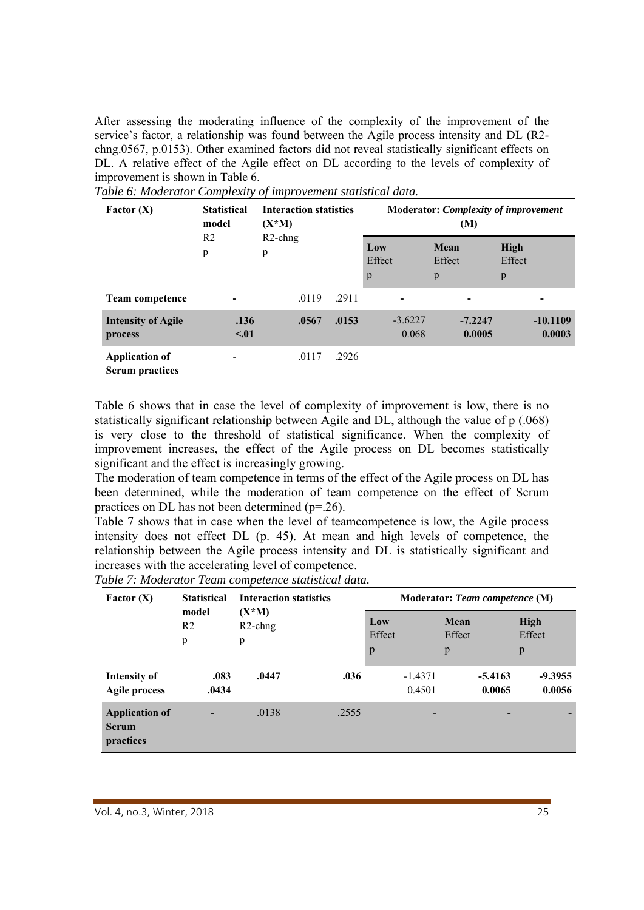After assessing the moderating influence of the complexity of the improvement of the service's factor, a relationship was found between the Agile process intensity and DL (R2-chng.0567, p.0153). Other examined factors did not reveal statistically significant effects on DL. A relative effect of the Agile effect on DL according to the levels of complexity of improvement is shown in Table 6.

*Table 6: Moderator Complexity of improvement statistical data.*

| Factor (X) | Statistical model<br>R2<br>p | Interaction statistics (X*M)<br>R2-chng<br>p | | Moderator: *Complexity of improvement* (M) | | |
|---|---|---|---|---|---|---|
| | | | | Low<br>Effect<br>p | Mean<br>Effect<br>p | High<br>Effect<br>p |
| **Team competence** | - | .0119 | .2911 | - | - | - |
| **Intensity of Agile process** | **.136**<br>**<.01** | **.0567** | **.0153** | -3.6227<br>0.068 | **-7.2247**<br>**0.0005** | **-10.1109**<br>**0.0003** |
| **Application of Scrum practices** | - | .0117 | .2926 | | | |

Table 6 shows that in case the level of complexity of improvement is low, there is no statistically significant relationship between Agile and DL, although the value of p (.068) is very close to the threshold of statistical significance. When the complexity of improvement increases, the effect of the Agile process on DL becomes statistically significant and the effect is increasingly growing.

The moderation of team competence in terms of the effect of the Agile process on DL has been determined, while the moderation of team competence on the effect of Scrum practices on DL has not been determined (p=.26).

Table 7 shows that in case when the level of teamcompetence is low, the Agile process intensity does not effect DL (p. 45). At mean and high levels of competence, the relationship between the Agile process intensity and DL is statistically significant and increases with the accelerating level of competence.

*Table 7: Moderator Team competence statistical data.*

| Factor (X) | Statistical model<br>R2<br>p | Interaction statistics (X*M)<br>R2-chng<br>p | | Moderator: *Team competence* (M) | | |
|---|---|---|---|---|---|---|
| | | | | Low<br>Effect<br>p | Mean<br>Effect<br>p | High<br>Effect<br>p |
| **Intensity of Agile process** | **.083**<br>**.0434** | **.0447** | **.036** | -1.4371<br>0.4501 | **-5.4163**<br>**0.0065** | **-9.3955**<br>**0.0056** |
| **Application of Scrum practices** | - | .0138 | .2555 | - | - | - |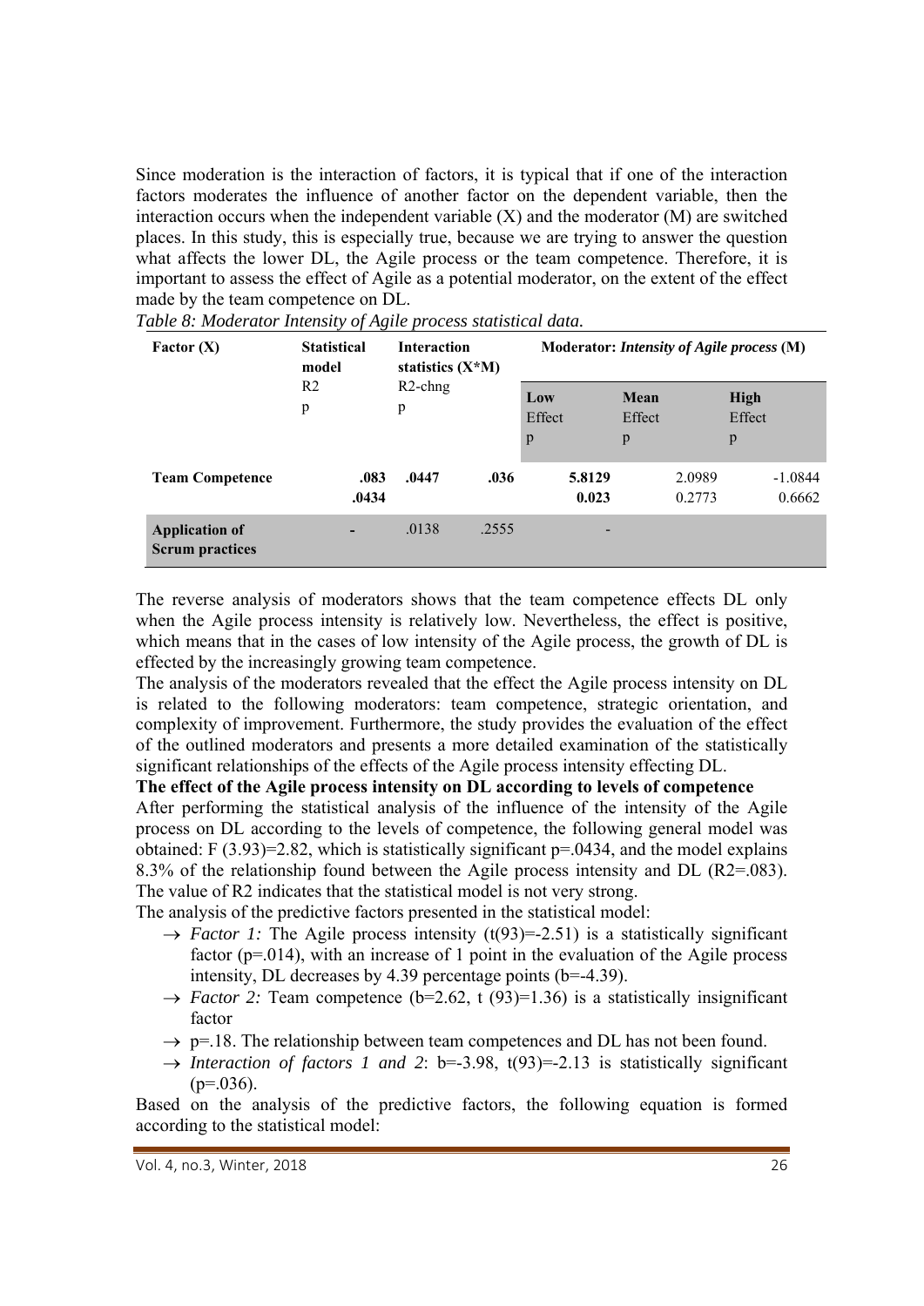Since moderation is the interaction of factors, it is typical that if one of the interaction factors moderates the influence of another factor on the dependent variable, then the interaction occurs when the independent variable (X) and the moderator (M) are switched places. In this study, this is especially true, because we are trying to answer the question what affects the lower DL, the Agile process or the team competence. Therefore, it is important to assess the effect of Agile as a potential moderator, on the extent of the effect made by the team competence on DL.

*Table 8: Moderator Intensity of Agile process statistical data.*

| Factor (X) | Statistical model $R^2$ p | Interaction statistics (X*M) R2-chng p | | Moderator: *Intensity of Agile process* (M) | | |
|---|---|---|---|---|---|---|
| | | | | Low Effect p | Mean Effect p | High Effect p |
| **Team Competence** | **.083** **.0434** | **.0447** | **.036** | **5.8129** **0.023** | 2.0989 0.2773 | -1.0844 0.6662 |
| **Application of Scrum practices** | - | .0138 | .2555 | - | | |

The reverse analysis of moderators shows that the team competence effects DL only when the Agile process intensity is relatively low. Nevertheless, the effect is positive, which means that in the cases of low intensity of the Agile process, the growth of DL is effected by the increasingly growing team competence.

The analysis of the moderators revealed that the effect the Agile process intensity on DL is related to the following moderators: team competence, strategic orientation, and complexity of improvement. Furthermore, the study provides the evaluation of the effect of the outlined moderators and presents a more detailed examination of the statistically significant relationships of the effects of the Agile process intensity effecting DL.

**The effect of the Agile process intensity on DL according to levels of competence**

After performing the statistical analysis of the influence of the intensity of the Agile process on DL according to the levels of competence, the following general model was obtained: $F(3.93)=2.82$, which is statistically significant $p=.0434$, and the model explains 8.3% of the relationship found between the Agile process intensity and DL ($R2=.083$). The value of R2 indicates that the statistical model is not very strong.

The analysis of the predictive factors presented in the statistical model:

- → *Factor 1:* The Agile process intensity ($t(93)=-2.51$) is a statistically significant factor ($p=.014$), with an increase of 1 point in the evaluation of the Agile process intensity, DL decreases by 4.39 percentage points ($b=-4.39$).
- → *Factor 2:* Team competence ($b=2.62$, $t(93)=1.36$) is a statistically insignificant factor
- → $p=.18$. The relationship between team competences and DL has not been found.
- → *Interaction of factors 1 and 2*: $b=-3.98$, $t(93)=-2.13$ is statistically significant ($p=.036$).

Based on the analysis of the predictive factors, the following equation is formed according to the statistical model: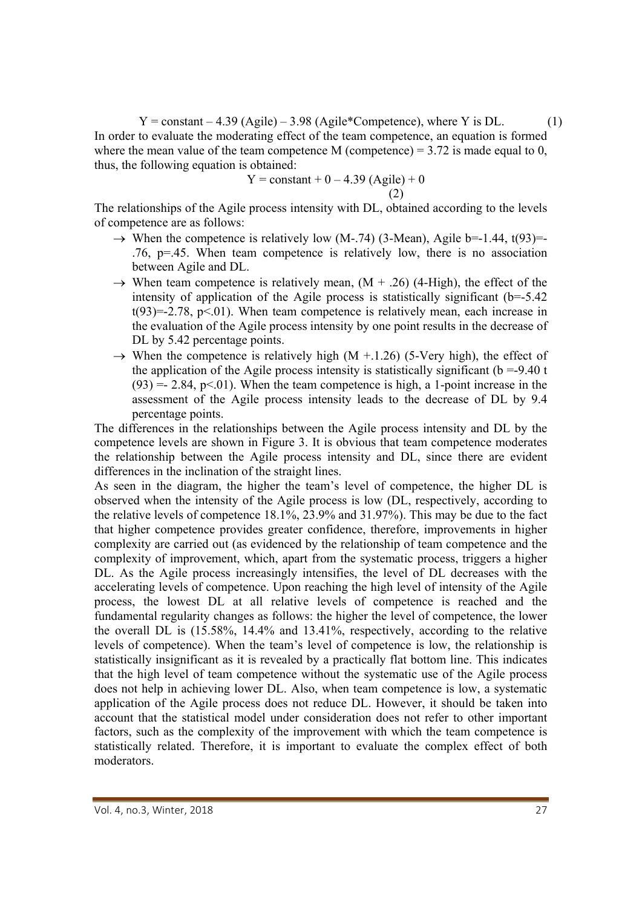$$Y = \text{constant} - 4.39\ (\text{Agile}) - 3.98\ (\text{Agile*Competence}), \text{ where Y is DL.} \qquad (1)$$

In order to evaluate the moderating effect of the team competence, an equation is formed where the mean value of the team competence M (competence) = 3.72 is made equal to 0, thus, the following equation is obtained:

$$Y = \text{constant} + 0 - 4.39\ (\text{Agile}) + 0 \qquad (2)$$

The relationships of the Agile process intensity with DL, obtained according to the levels of competence are as follows:

- → When the competence is relatively low (M-.74) (3-Mean), Agile $b=-1.44$, $t(93)=-.76$, $p=.45$. When team competence is relatively low, there is no association between Agile and DL.
- → When team competence is relatively mean, (M + .26) (4-High), the effect of the intensity of application of the Agile process is statistically significant ($b=-5.42$ $t(93)=-2.78$, $p<.01$). When team competence is relatively mean, each increase in the evaluation of the Agile process intensity by one point results in the decrease of DL by 5.42 percentage points.
- → When the competence is relatively high (M +.1.26) (5-Very high), the effect of the application of the Agile process intensity is statistically significant ($b=-9.40$ $t(93)=-2.84$, $p<.01$). When the team competence is high, a 1-point increase in the assessment of the Agile process intensity leads to the decrease of DL by 9.4 percentage points.

The differences in the relationships between the Agile process intensity and DL by the competence levels are shown in Figure 3. It is obvious that team competence moderates the relationship between the Agile process intensity and DL, since there are evident differences in the inclination of the straight lines.

As seen in the diagram, the higher the team's level of competence, the higher DL is observed when the intensity of the Agile process is low (DL, respectively, according to the relative levels of competence 18.1%, 23.9% and 31.97%). This may be due to the fact that higher competence provides greater confidence, therefore, improvements in higher complexity are carried out (as evidenced by the relationship of team competence and the complexity of improvement, which, apart from the systematic process, triggers a higher DL. As the Agile process increasingly intensifies, the level of DL decreases with the accelerating levels of competence. Upon reaching the high level of intensity of the Agile process, the lowest DL at all relative levels of competence is reached and the fundamental regularity changes as follows: the higher the level of competence, the lower the overall DL is (15.58%, 14.4% and 13.41%, respectively, according to the relative levels of competence). When the team's level of competence is low, the relationship is statistically insignificant as it is revealed by a practically flat bottom line. This indicates that the high level of team competence without the systematic use of the Agile process does not help in achieving lower DL. Also, when team competence is low, a systematic application of the Agile process does not reduce DL. However, it should be taken into account that the statistical model under consideration does not refer to other important factors, such as the complexity of the improvement with which the team competence is statistically related. Therefore, it is important to evaluate the complex effect of both moderators.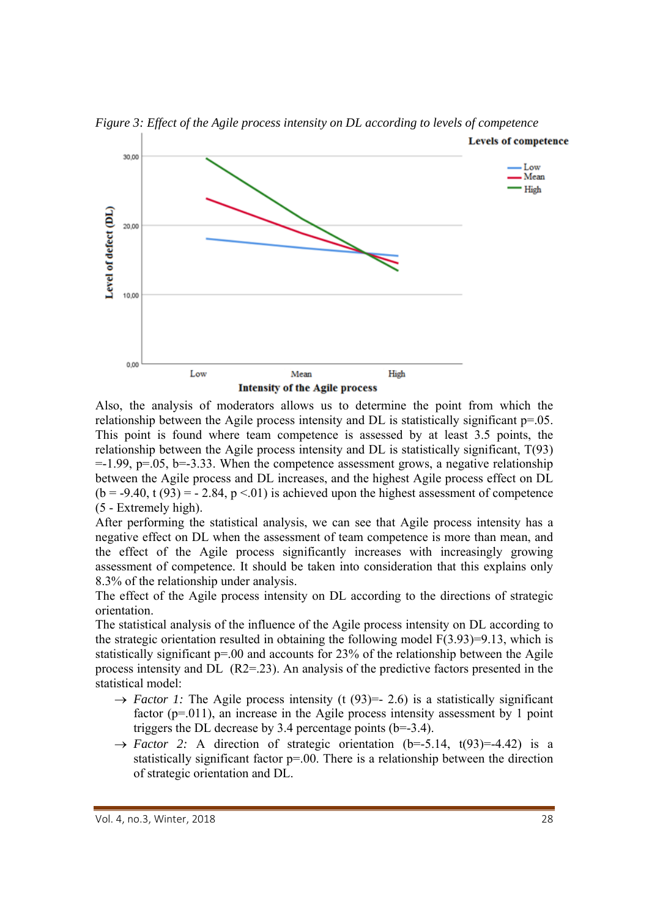*Figure 3: Effect of the Agile process intensity on DL according to levels of competence*

Also, the analysis of moderators allows us to determine the point from which the relationship between the Agile process intensity and DL is statistically significant p=.05. This point is found where team competence is assessed by at least 3.5 points, the relationship between the Agile process intensity and DL is statistically significant, T(93) =-1.99, p=.05, b=-3.33. When the competence assessment grows, a negative relationship between the Agile process and DL increases, and the highest Agile process effect on DL (b = -9.40, t (93) = - 2.84, p <.01) is achieved upon the highest assessment of competence (5 - Extremely high).

After performing the statistical analysis, we can see that Agile process intensity has a negative effect on DL when the assessment of team competence is more than mean, and the effect of the Agile process significantly increases with increasingly growing assessment of competence. It should be taken into consideration that this explains only 8.3% of the relationship under analysis.

The effect of the Agile process intensity on DL according to the directions of strategic orientation.

The statistical analysis of the influence of the Agile process intensity on DL according to the strategic orientation resulted in obtaining the following model F(3.93)=9.13, which is statistically significant p=.00 and accounts for 23% of the relationship between the Agile process intensity and DL ($R2$=.23). An analysis of the predictive factors presented in the statistical model:

- → *Factor 1:* The Agile process intensity (t (93)=- 2.6) is a statistically significant factor (p=.011), an increase in the Agile process intensity assessment by 1 point triggers the DL decrease by 3.4 percentage points (b=-3.4).
- → *Factor 2:* A direction of strategic orientation (b=-5.14, t(93)=-4.42) is a statistically significant factor p=.00. There is a relationship between the direction of strategic orientation and DL.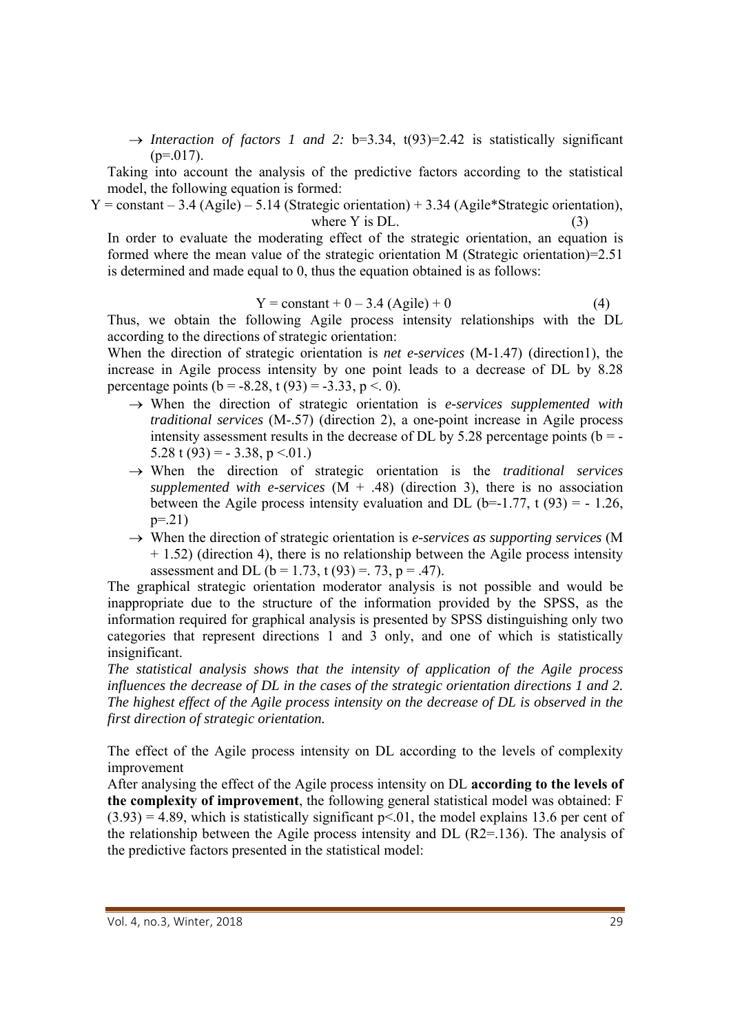→ *Interaction of factors 1 and 2:* b=3.34, t(93)=2.42 is statistically significant (p=.017).

Taking into account the analysis of the predictive factors according to the statistical model, the following equation is formed:

$$Y = \text{constant} - 3.4\ (\text{Agile}) - 5.14\ (\text{Strategic orientation}) + 3.34\ (\text{Agile*Strategic orientation}), \quad (3)$$

where Y is DL.

In order to evaluate the moderating effect of the strategic orientation, an equation is formed where the mean value of the strategic orientation M (Strategic orientation)=2.51 is determined and made equal to 0, thus the equation obtained is as follows:

$$Y = \text{constant} + 0 - 3.4\ (\text{Agile}) + 0 \quad (4)$$

Thus, we obtain the following Agile process intensity relationships with the DL according to the directions of strategic orientation:

When the direction of strategic orientation is *net e-services* (M-1.47) (direction1), the increase in Agile process intensity by one point leads to a decrease of DL by 8.28 percentage points (b = -8.28, t (93) = -3.33, p <. 0).

→ When the direction of strategic orientation is *e-services supplemented with traditional services* (M-.57) (direction 2), a one-point increase in Agile process intensity assessment results in the decrease of DL by 5.28 percentage points (b = -5.28 t (93) = - 3.38, p <.01.)

→ When the direction of strategic orientation is the *traditional services supplemented with e-services* (M + .48) (direction 3), there is no association between the Agile process intensity evaluation and DL (b=-1.77, t (93) = - 1.26, p=.21)

→ When the direction of strategic orientation is *e-services as supporting services* (M + 1.52) (direction 4), there is no relationship between the Agile process intensity assessment and DL (b = 1.73, t (93) =. 73, p = .47).

The graphical strategic orientation moderator analysis is not possible and would be inappropriate due to the structure of the information provided by the SPSS, as the information required for graphical analysis is presented by SPSS distinguishing only two categories that represent directions 1 and 3 only, and one of which is statistically insignificant.

*The statistical analysis shows that the intensity of application of the Agile process influences the decrease of DL in the cases of the strategic orientation directions 1 and 2. The highest effect of the Agile process intensity on the decrease of DL is observed in the first direction of strategic orientation.*

The effect of the Agile process intensity on DL according to the levels of complexity improvement

After analysing the effect of the Agile process intensity on DL **according to the levels of the complexity of improvement**, the following general statistical model was obtained: F (3.93) = 4.89, which is statistically significant p<.01, the model explains 13.6 per cent of the relationship between the Agile process intensity and DL ($R^2$=.136). The analysis of the predictive factors presented in the statistical model: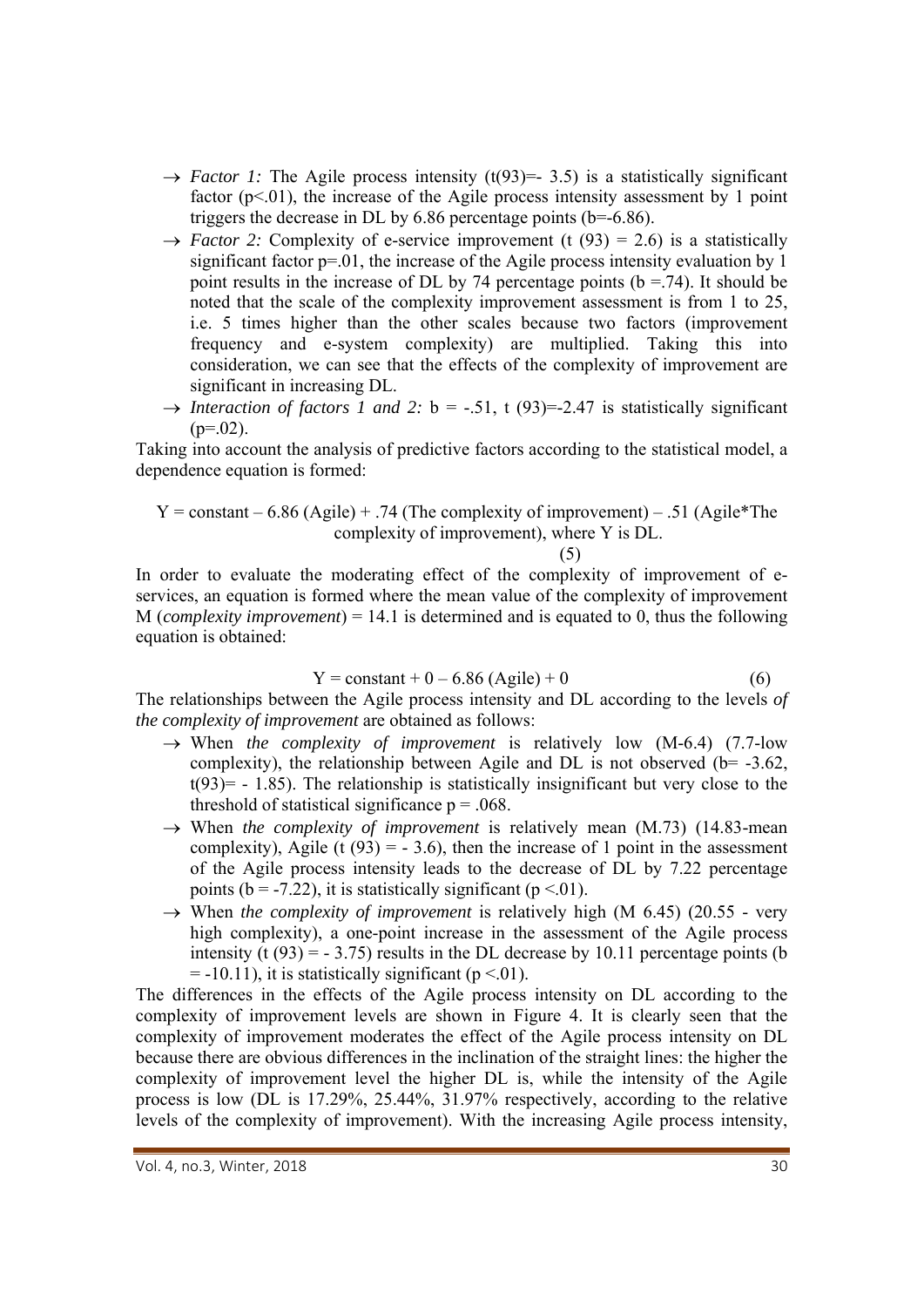- → *Factor 1:* The Agile process intensity ($t(93)=-3.5$) is a statistically significant factor ($p<.01$), the increase of the Agile process intensity assessment by 1 point triggers the decrease in DL by 6.86 percentage points ($b=-6.86$).
- → *Factor 2:* Complexity of e-service improvement ($t(93) = 2.6$) is a statistically significant factor $p=.01$, the increase of the Agile process intensity evaluation by 1 point results in the increase of DL by 74 percentage points ($b =.74$). It should be noted that the scale of the complexity improvement assessment is from 1 to 25, i.e. 5 times higher than the other scales because two factors (improvement frequency and e-system complexity) are multiplied. Taking this into consideration, we can see that the effects of the complexity of improvement are significant in increasing DL.
- → *Interaction of factors 1 and 2:* $b = -.51$, $t(93)=-2.47$ is statistically significant ($p=.02$).

Taking into account the analysis of predictive factors according to the statistical model, a dependence equation is formed:

$$Y = \text{constant} - 6.86\ (\text{Agile}) + .74\ (\text{The complexity of improvement}) - .51\ (\text{Agile*The complexity of improvement}), \text{ where Y is DL.} \quad (5)$$

In order to evaluate the moderating effect of the complexity of improvement of e-services, an equation is formed where the mean value of the complexity of improvement M (*complexity improvement*) = 14.1 is determined and is equated to 0, thus the following equation is obtained:

$$Y = \text{constant} + 0 - 6.86\ (\text{Agile}) + 0 \quad (6)$$

The relationships between the Agile process intensity and DL according to the levels *of the complexity of improvement* are obtained as follows:

- → When *the complexity of improvement* is relatively low (M-6.4) (7.7-low complexity), the relationship between Agile and DL is not observed ($b= -3.62$, $t(93)= -1.85$). The relationship is statistically insignificant but very close to the threshold of statistical significance $p = .068$.
- → When *the complexity of improvement* is relatively mean (M.73) (14.83-mean complexity), Agile ($t(93) = -3.6$), then the increase of 1 point in the assessment of the Agile process intensity leads to the decrease of DL by 7.22 percentage points ($b = -7.22$), it is statistically significant ($p <.01$).
- → When *the complexity of improvement* is relatively high (M 6.45) (20.55 - very high complexity), a one-point increase in the assessment of the Agile process intensity ($t(93) = -3.75$) results in the DL decrease by 10.11 percentage points ($b = -10.11$), it is statistically significant ($p <.01$).

The differences in the effects of the Agile process intensity on DL according to the complexity of improvement levels are shown in Figure 4. It is clearly seen that the complexity of improvement moderates the effect of the Agile process intensity on DL because there are obvious differences in the inclination of the straight lines: the higher the complexity of improvement level the higher DL is, while the intensity of the Agile process is low (DL is 17.29%, 25.44%, 31.97% respectively, according to the relative levels of the complexity of improvement). With the increasing Agile process intensity,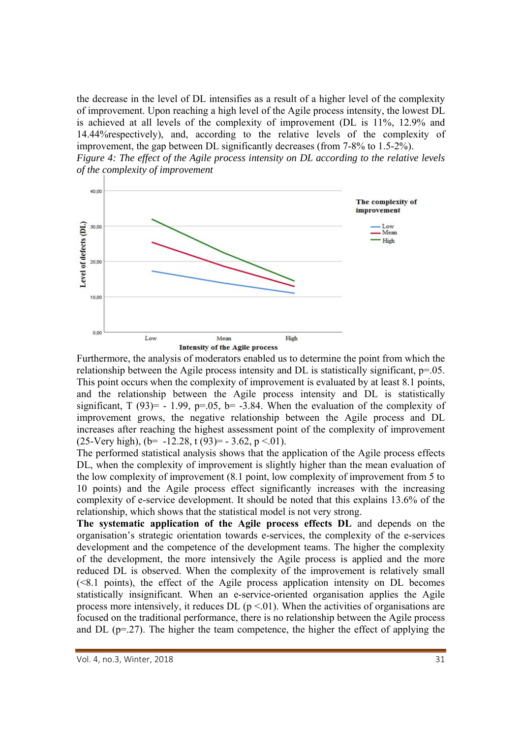the decrease in the level of DL intensifies as a result of a higher level of the complexity of improvement. Upon reaching a high level of the Agile process intensity, the lowest DL is achieved at all levels of the complexity of improvement (DL is 11%, 12.9% and 14.44%respectively), and, according to the relative levels of the complexity of improvement, the gap between DL significantly decreases (from 7-8% to 1.5-2%).

*Figure 4: The effect of the Agile process intensity on DL according to the relative levels of the complexity of improvement*

Furthermore, the analysis of moderators enabled us to determine the point from which the relationship between the Agile process intensity and DL is statistically significant, p=.05. This point occurs when the complexity of improvement is evaluated by at least 8.1 points, and the relationship between the Agile process intensity and DL is statistically significant, T (93)= - 1.99, p=.05, b= -3.84. When the evaluation of the complexity of improvement grows, the negative relationship between the Agile process and DL increases after reaching the highest assessment point of the complexity of improvement (25-Very high), (b= -12.28, t (93)= - 3.62, p <.01).

The performed statistical analysis shows that the application of the Agile process effects DL, when the complexity of improvement is slightly higher than the mean evaluation of the low complexity of improvement (8.1 point, low complexity of improvement from 5 to 10 points) and the Agile process effect significantly increases with the increasing complexity of e-service development. It should be noted that this explains 13.6% of the relationship, which shows that the statistical model is not very strong.

**The systematic application of the Agile process effects DL** and depends on the organisation's strategic orientation towards e-services, the complexity of the e-services development and the competence of the development teams. The higher the complexity of the development, the more intensively the Agile process is applied and the more reduced DL is observed. When the complexity of the improvement is relatively small (<8.1 points), the effect of the Agile process application intensity on DL becomes statistically insignificant. When an e-service-oriented organisation applies the Agile process more intensively, it reduces DL (p <.01). When the activities of organisations are focused on the traditional performance, there is no relationship between the Agile process and DL (p=.27). The higher the team competence, the higher the effect of applying the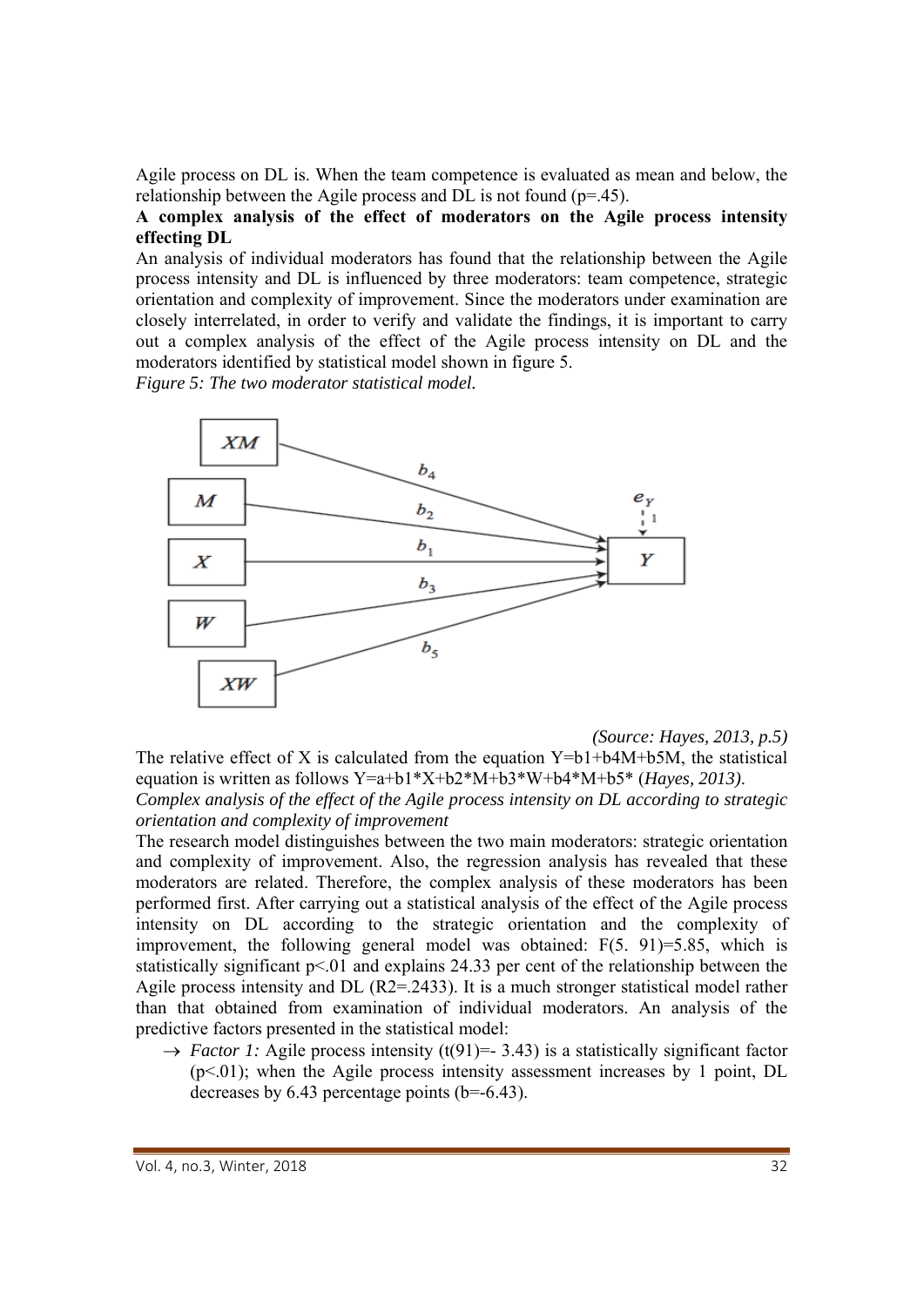Agile process on DL is. When the team competence is evaluated as mean and below, the relationship between the Agile process and DL is not found (p=.45).

**A complex analysis of the effect of moderators on the Agile process intensity effecting DL**

An analysis of individual moderators has found that the relationship between the Agile process intensity and DL is influenced by three moderators: team competence, strategic orientation and complexity of improvement. Since the moderators under examination are closely interrelated, in order to verify and validate the findings, it is important to carry out a complex analysis of the effect of the Agile process intensity on DL and the moderators identified by statistical model shown in figure 5.

*Figure 5: The two moderator statistical model.*

*(Source: Hayes, 2013, p.5)*

The relative effect of X is calculated from the equation Y=b1+b4M+b5M, the statistical equation is written as follows Y=a+b1*X+b2*M+b3*W+b4*M+b5* (*Hayes, 2013).*

*Complex analysis of the effect of the Agile process intensity on DL according to strategic orientation and complexity of improvement*

The research model distinguishes between the two main moderators: strategic orientation and complexity of improvement. Also, the regression analysis has revealed that these moderators are related. Therefore, the complex analysis of these moderators has been performed first. After carrying out a statistical analysis of the effect of the Agile process intensity on DL according to the strategic orientation and the complexity of improvement, the following general model was obtained: F(5. 91)=5.85, which is statistically significant p<.01 and explains 24.33 per cent of the relationship between the Agile process intensity and DL (R2=.2433). It is a much stronger statistical model rather than that obtained from examination of individual moderators. An analysis of the predictive factors presented in the statistical model:

- → *Factor 1:* Agile process intensity (t(91)=- 3.43) is a statistically significant factor (p<.01); when the Agile process intensity assessment increases by 1 point, DL decreases by 6.43 percentage points (b=-6.43).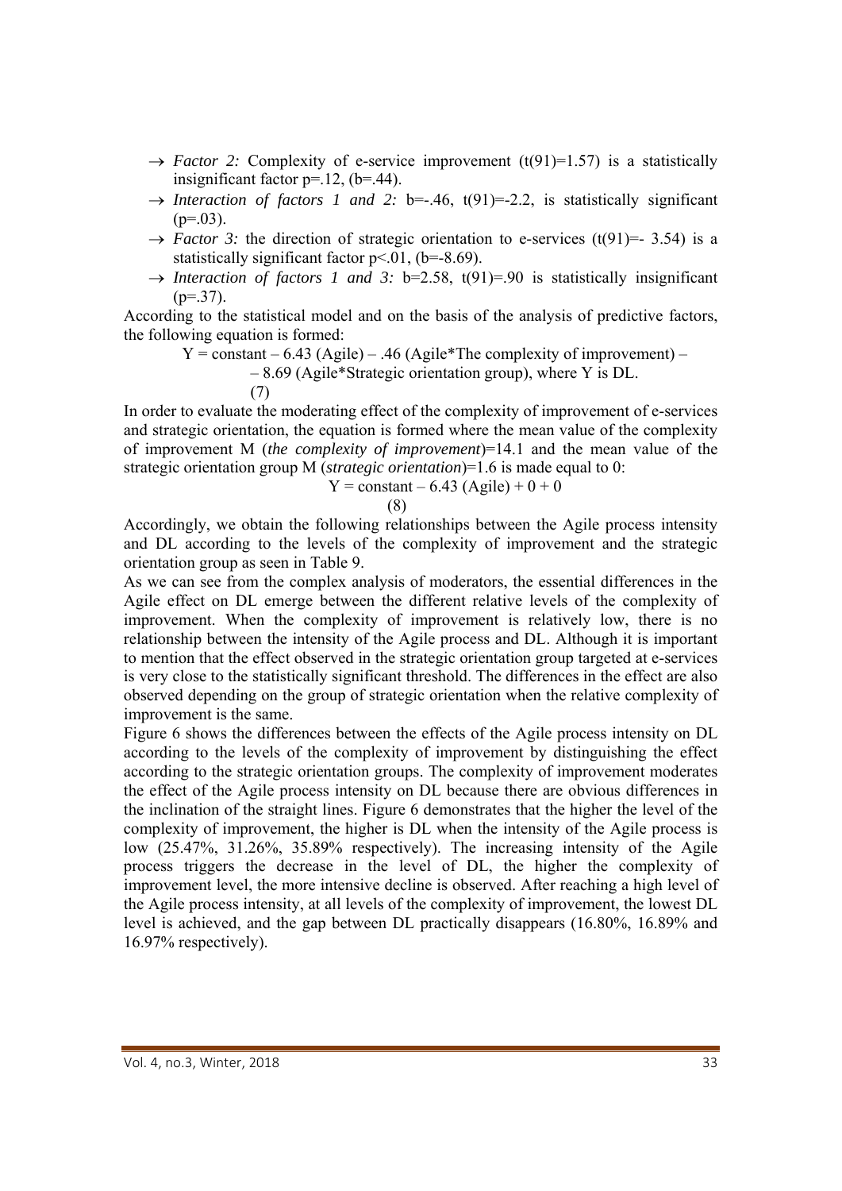- → *Factor 2:* Complexity of e-service improvement ($t(91)=1.57$) is a statistically insignificant factor $p=.12$, ($b=.44$).
- → *Interaction of factors 1 and 2:* $b=-.46$, $t(91)=-2.2$, is statistically significant ($p=.03$).
- → *Factor 3:* the direction of strategic orientation to e-services ($t(91)=-3.54$) is a statistically significant factor $p<.01$, ($b=-8.69$).
- → *Interaction of factors 1 and 3:* $b=2.58$, $t(91)=.90$ is statistically insignificant ($p=.37$).

According to the statistical model and on the basis of the analysis of predictive factors, the following equation is formed:

$$Y = \text{constant} - 6.43\ (\text{Agile}) - .46\ (\text{Agile*The complexity of improvement}) - 8.69\ (\text{Agile*Strategic orientation group}), \text{ where Y is DL.} \tag{7}$$

In order to evaluate the moderating effect of the complexity of improvement of e-services and strategic orientation, the equation is formed where the mean value of the complexity of improvement M (*the complexity of improvement*)=14.1 and the mean value of the strategic orientation group M (*strategic orientation*)=1.6 is made equal to 0:

$$Y = \text{constant} - 6.43\ (\text{Agile}) + 0 + 0 \tag{8}$$

Accordingly, we obtain the following relationships between the Agile process intensity and DL according to the levels of the complexity of improvement and the strategic orientation group as seen in Table 9.

As we can see from the complex analysis of moderators, the essential differences in the Agile effect on DL emerge between the different relative levels of the complexity of improvement. When the complexity of improvement is relatively low, there is no relationship between the intensity of the Agile process and DL. Although it is important to mention that the effect observed in the strategic orientation group targeted at e-services is very close to the statistically significant threshold. The differences in the effect are also observed depending on the group of strategic orientation when the relative complexity of improvement is the same.

Figure 6 shows the differences between the effects of the Agile process intensity on DL according to the levels of the complexity of improvement by distinguishing the effect according to the strategic orientation groups. The complexity of improvement moderates the effect of the Agile process intensity on DL because there are obvious differences in the inclination of the straight lines. Figure 6 demonstrates that the higher the level of the complexity of improvement, the higher is DL when the intensity of the Agile process is low (25.47%, 31.26%, 35.89% respectively). The increasing intensity of the Agile process triggers the decrease in the level of DL, the higher the complexity of improvement level, the more intensive decline is observed. After reaching a high level of the Agile process intensity, at all levels of the complexity of improvement, the lowest DL level is achieved, and the gap between DL practically disappears (16.80%, 16.89% and 16.97% respectively).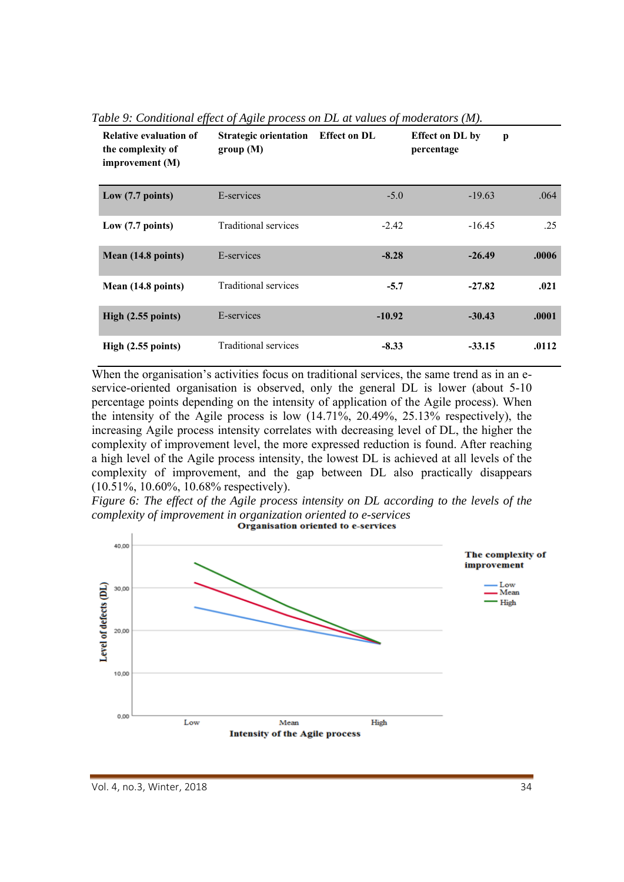*Table 9: Conditional effect of Agile process on DL at values of moderators (M).*

| Relative evaluation of the complexity of improvement (M) | Strategic orientation group (M) | Effect on DL | Effect on DL by percentage | p |
|---|---|---|---|---|
| **Low (7.7 points)** | E-services | -5.0 | -19.63 | .064 |
| **Low (7.7 points)** | Traditional services | -2.42 | -16.45 | .25 |
| **Mean (14.8 points)** | E-services | **-8.28** | **-26.49** | **.0006** |
| **Mean (14.8 points)** | Traditional services | **-5.7** | **-27.82** | **.021** |
| **High (2.55 points)** | E-services | **-10.92** | **-30.43** | **.0001** |
| **High (2.55 points)** | Traditional services | **-8.33** | **-33.15** | **.0112** |

When the organisation's activities focus on traditional services, the same trend as in an e-service-oriented organisation is observed, only the general DL is lower (about 5-10 percentage points depending on the intensity of application of the Agile process). When the intensity of the Agile process is low (14.71%, 20.49%, 25.13% respectively), the increasing Agile process intensity correlates with decreasing level of DL, the higher the complexity of improvement level, the more expressed reduction is found. After reaching a high level of the Agile process intensity, the lowest DL is achieved at all levels of the complexity of improvement, and the gap between DL also practically disappears (10.51%, 10.60%, 10.68% respectively).

*Figure 6: The effect of the Agile process intensity on DL according to the levels of the complexity of improvement in organization oriented to e-services*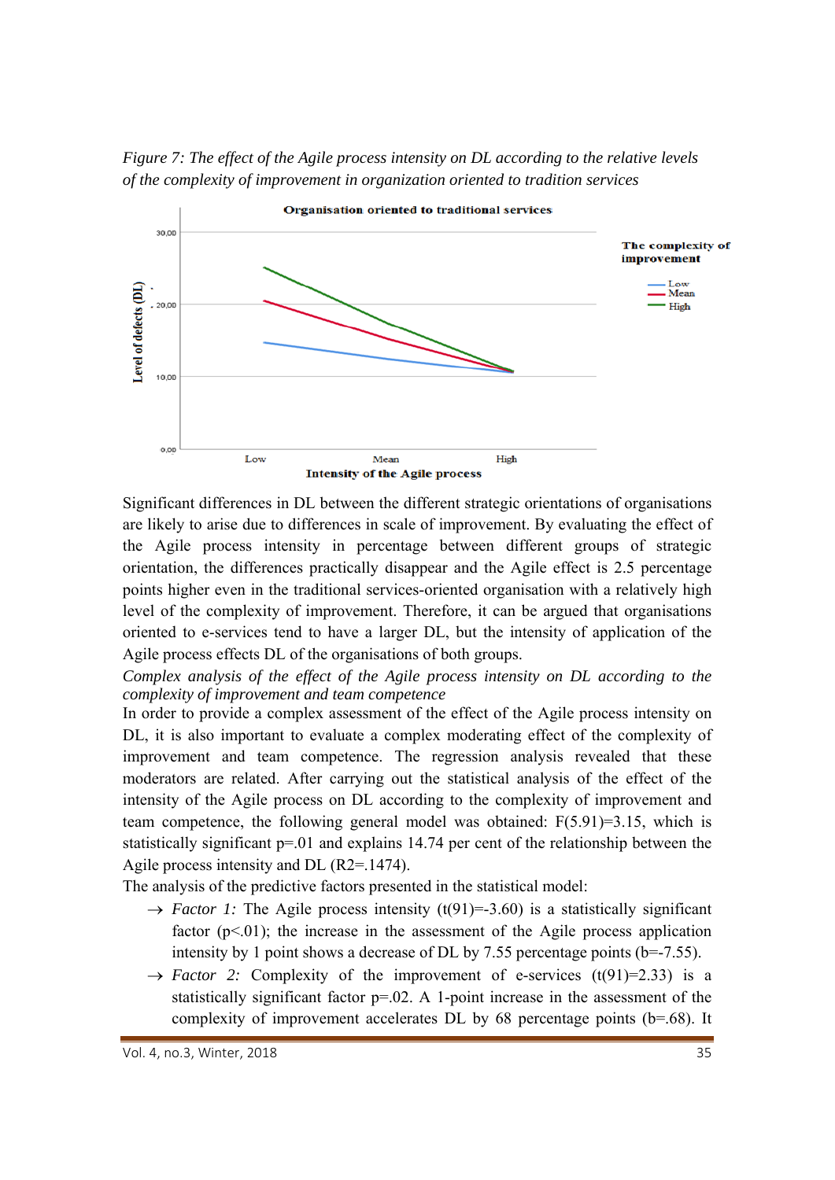*Figure 7: The effect of the Agile process intensity on DL according to the relative levels of the complexity of improvement in organization oriented to tradition services*

Significant differences in DL between the different strategic orientations of organisations are likely to arise due to differences in scale of improvement. By evaluating the effect of the Agile process intensity in percentage between different groups of strategic orientation, the differences practically disappear and the Agile effect is 2.5 percentage points higher even in the traditional services-oriented organisation with a relatively high level of the complexity of improvement. Therefore, it can be argued that organisations oriented to e-services tend to have a larger DL, but the intensity of application of the Agile process effects DL of the organisations of both groups.

*Complex analysis of the effect of the Agile process intensity on DL according to the complexity of improvement and team competence*

In order to provide a complex assessment of the effect of the Agile process intensity on DL, it is also important to evaluate a complex moderating effect of the complexity of improvement and team competence. The regression analysis revealed that these moderators are related. After carrying out the statistical analysis of the effect of the intensity of the Agile process on DL according to the complexity of improvement and team competence, the following general model was obtained: $F(5.91)=3.15$, which is statistically significant $p=.01$ and explains 14.74 per cent of the relationship between the Agile process intensity and DL ($R2=.1474$).

The analysis of the predictive factors presented in the statistical model:

- → *Factor 1:* The Agile process intensity ($t(91)=-3.60$) is a statistically significant factor ($p<.01$); the increase in the assessment of the Agile process application intensity by 1 point shows a decrease of DL by 7.55 percentage points ($b=-7.55$).
- → *Factor 2:* Complexity of the improvement of e-services ($t(91)=2.33$) is a statistically significant factor $p=.02$. A 1-point increase in the assessment of the complexity of improvement accelerates DL by 68 percentage points ($b=.68$). It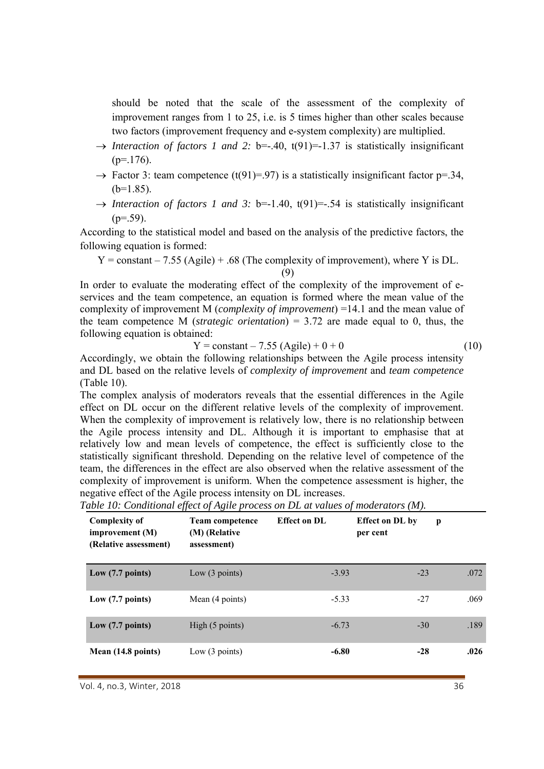should be noted that the scale of the assessment of the complexity of improvement ranges from 1 to 25, i.e. is 5 times higher than other scales because two factors (improvement frequency and e-system complexity) are multiplied.

- → *Interaction of factors 1 and 2:* $b=-.40$, $t(91)=-1.37$ is statistically insignificant ($p=.176$).
- → Factor 3: team competence ($t(91)=.97$) is a statistically insignificant factor $p=.34$, ($b=1.85$).
- → *Interaction of factors 1 and 3:* $b=-1.40$, $t(91)=-.54$ is statistically insignificant ($p=.59$).

According to the statistical model and based on the analysis of the predictive factors, the following equation is formed:

$$Y = \text{constant} - 7.55\ (\text{Agile}) + .68\ (\text{The complexity of improvement}), \text{ where } Y \text{ is DL.} \quad (9)$$

In order to evaluate the moderating effect of the complexity of the improvement of e-services and the team competence, an equation is formed where the mean value of the complexity of improvement M (*complexity of improvement*) =14.1 and the mean value of the team competence M (*strategic orientation*) = 3.72 are made equal to 0, thus, the following equation is obtained:

$$Y = \text{constant} - 7.55\ (\text{Agile}) + 0 + 0 \quad (10)$$

Accordingly, we obtain the following relationships between the Agile process intensity and DL based on the relative levels of *complexity of improvement* and *team competence* (Table 10).

The complex analysis of moderators reveals that the essential differences in the Agile effect on DL occur on the different relative levels of the complexity of improvement. When the complexity of improvement is relatively low, there is no relationship between the Agile process intensity and DL. Although it is important to emphasise that at relatively low and mean levels of competence, the effect is sufficiently close to the statistically significant threshold. Depending on the relative level of competence of the team, the differences in the effect are also observed when the relative assessment of the complexity of improvement is uniform. When the competence assessment is higher, the negative effect of the Agile process intensity on DL increases.

*Table 10: Conditional effect of Agile process on DL at values of moderators (M).*

| Complexity of improvement (M) (Relative assessment) | Team competence (M) (Relative assessment) | Effect on DL | Effect on DL by per cent | p |
|---|---|---|---|---|
| **Low (7.7 points)** | Low (3 points) | -3.93 | -23 | .072 |
| **Low (7.7 points)** | Mean (4 points) | -5.33 | -27 | .069 |
| **Low (7.7 points)** | High (5 points) | -6.73 | -30 | .189 |
| **Mean (14.8 points)** | Low (3 points) | **-6.80** | **-28** | **.026** |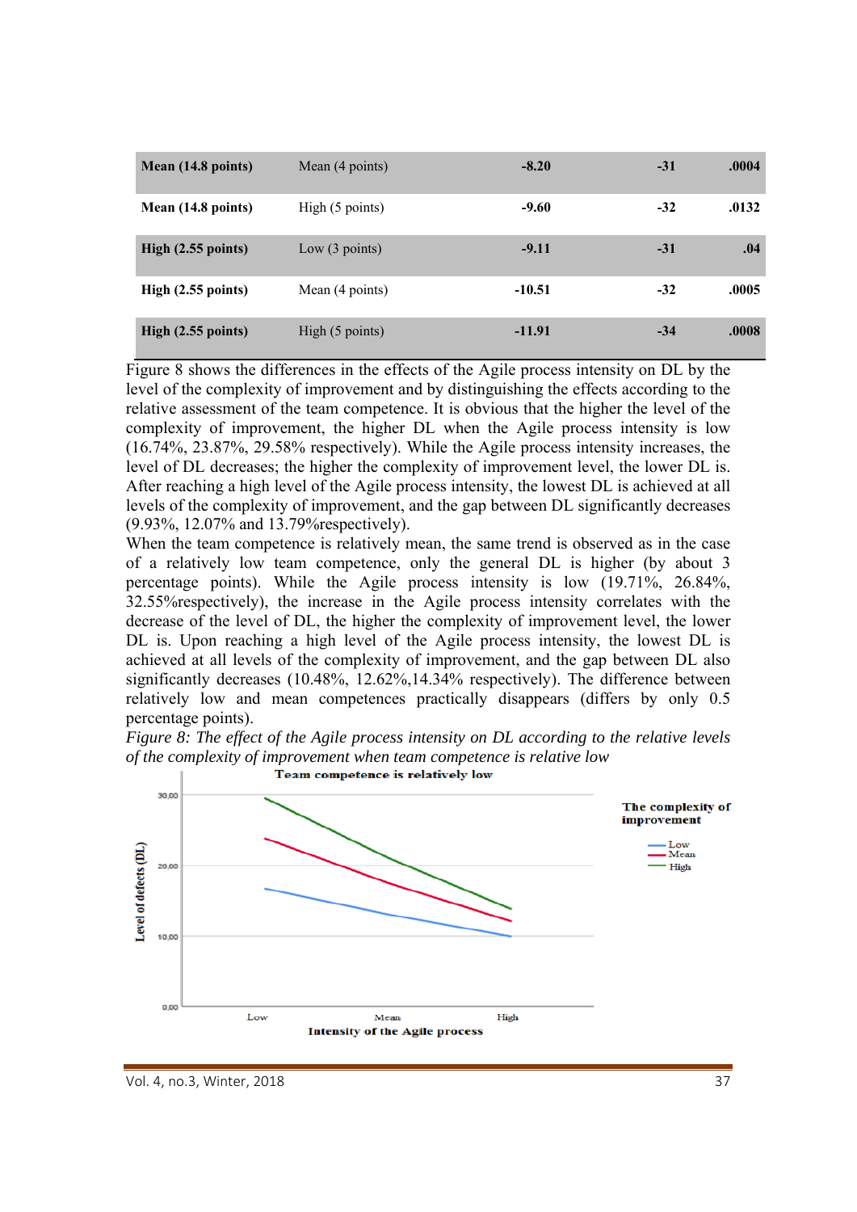| | | | | |
|---|---|---|---|---|
| **Mean (14.8 points)** | Mean (4 points) | **-8.20** | **-31** | **.0004** |
| **Mean (14.8 points)** | High (5 points) | **-9.60** | **-32** | **.0132** |
| **High (2.55 points)** | Low (3 points) | **-9.11** | **-31** | **.04** |
| **High (2.55 points)** | Mean (4 points) | **-10.51** | **-32** | **.0005** |
| **High (2.55 points)** | High (5 points) | **-11.91** | **-34** | **.0008** |

Figure 8 shows the differences in the effects of the Agile process intensity on DL by the level of the complexity of improvement and by distinguishing the effects according to the relative assessment of the team competence. It is obvious that the higher the level of the complexity of improvement, the higher DL when the Agile process intensity is low (16.74%, 23.87%, 29.58% respectively). While the Agile process intensity increases, the level of DL decreases; the higher the complexity of improvement level, the lower DL is. After reaching a high level of the Agile process intensity, the lowest DL is achieved at all levels of the complexity of improvement, and the gap between DL significantly decreases (9.93%, 12.07% and 13.79%respectively).

When the team competence is relatively mean, the same trend is observed as in the case of a relatively low team competence, only the general DL is higher (by about 3 percentage points). While the Agile process intensity is low (19.71%, 26.84%, 32.55%respectively), the increase in the Agile process intensity correlates with the decrease of the level of DL, the higher the complexity of improvement level, the lower DL is. Upon reaching a high level of the Agile process intensity, the lowest DL is achieved at all levels of the complexity of improvement, and the gap between DL also significantly decreases (10.48%, 12.62%,14.34% respectively). The difference between relatively low and mean competences practically disappears (differs by only 0.5 percentage points).

*Figure 8: The effect of the Agile process intensity on DL according to the relative levels of the complexity of improvement when team competence is relative low*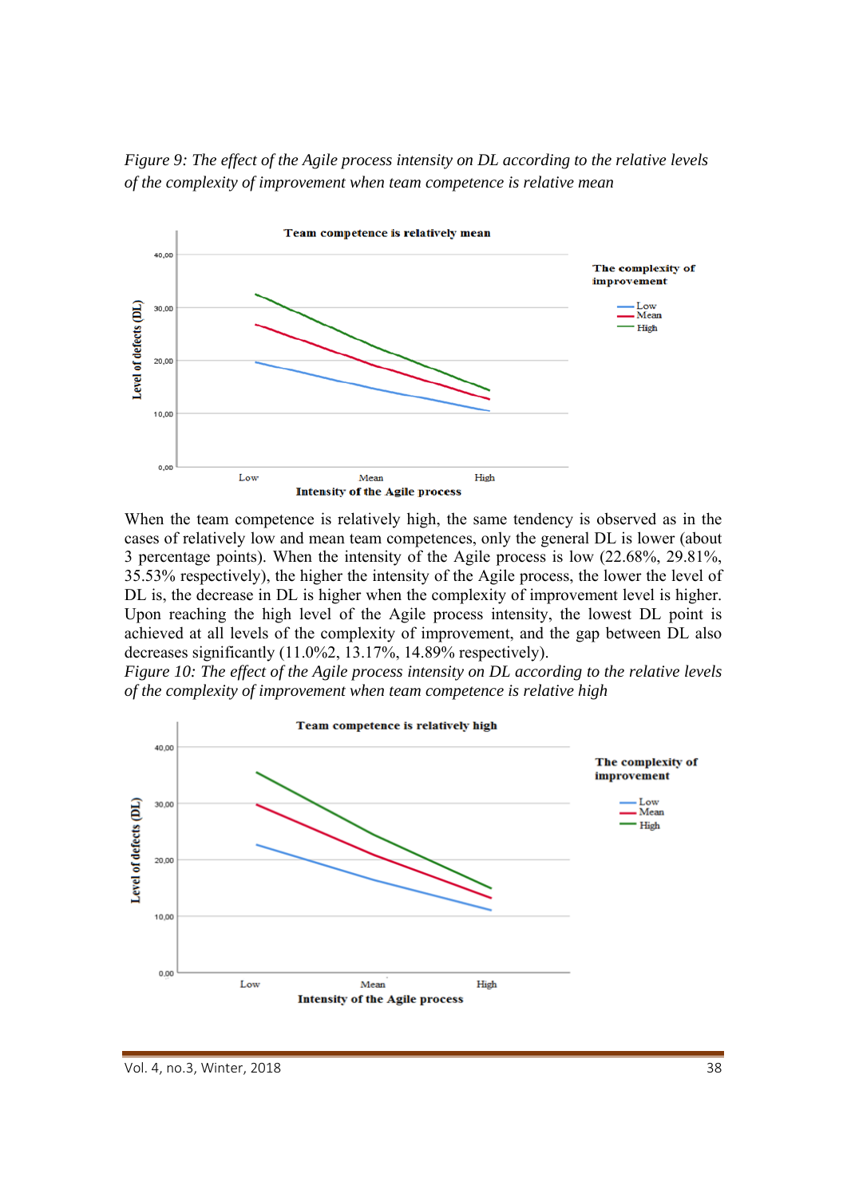*Figure 9: The effect of the Agile process intensity on DL according to the relative levels of the complexity of improvement when team competence is relative mean*

When the team competence is relatively high, the same tendency is observed as in the cases of relatively low and mean team competences, only the general DL is lower (about 3 percentage points). When the intensity of the Agile process is low (22.68%, 29.81%, 35.53% respectively), the higher the intensity of the Agile process, the lower the level of DL is, the decrease in DL is higher when the complexity of improvement level is higher. Upon reaching the high level of the Agile process intensity, the lowest DL point is achieved at all levels of the complexity of improvement, and the gap between DL also decreases significantly (11.0%2, 13.17%, 14.89% respectively).

*Figure 10: The effect of the Agile process intensity on DL according to the relative levels of the complexity of improvement when team competence is relative high*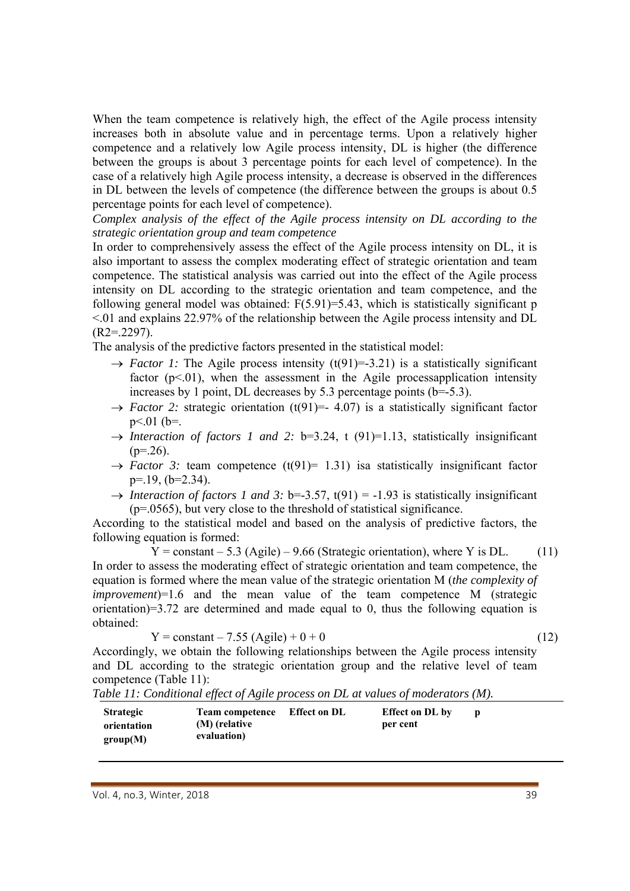When the team competence is relatively high, the effect of the Agile process intensity increases both in absolute value and in percentage terms. Upon a relatively higher competence and a relatively low Agile process intensity, DL is higher (the difference between the groups is about 3 percentage points for each level of competence). In the case of a relatively high Agile process intensity, a decrease is observed in the differences in DL between the levels of competence (the difference between the groups is about 0.5 percentage points for each level of competence).

*Complex analysis of the effect of the Agile process intensity on DL according to the strategic orientation group and team competence*

In order to comprehensively assess the effect of the Agile process intensity on DL, it is also important to assess the complex moderating effect of strategic orientation and team competence. The statistical analysis was carried out into the effect of the Agile process intensity on DL according to the strategic orientation and team competence, and the following general model was obtained: $F(5.91)=5.43$, which is statistically significant $p<.01$ and explains 22.97% of the relationship between the Agile process intensity and DL ($R2=.2297$).

The analysis of the predictive factors presented in the statistical model:

- → *Factor 1:* The Agile process intensity ($t(91)=-3.21$) is a statistically significant factor ($p<.01$), when the assessment in the Agile processapplication intensity increases by 1 point, DL decreases by 5.3 percentage points ($b=-5.3$).
- → *Factor 2:* strategic orientation ($t(91)=- 4.07$) is a statistically significant factor $p<.01$ (b=.
- → *Interaction of factors 1 and 2:* $b=3.24$, $t(91)=1.13$, statistically insignificant ($p=.26$).
- → *Factor 3:* team competence ($t(91)= 1.31$) isa statistically insignificant factor $p=.19$, ($b=2.34$).
- → *Interaction of factors 1 and 3:* $b=-3.57$, $t(91) = -1.93$ is statistically insignificant ($p=.0565$), but very close to the threshold of statistical significance.

According to the statistical model and based on the analysis of predictive factors, the following equation is formed:

$$Y = \text{constant} - 5.3\ (\text{Agile}) - 9.66\ (\text{Strategic orientation}), \text{ where Y is DL.} \tag{11}$$

In order to assess the moderating effect of strategic orientation and team competence, the equation is formed where the mean value of the strategic orientation M (*the complexity of improvement*)=1.6 and the mean value of the team competence M (strategic orientation)=3.72 are determined and made equal to 0, thus the following equation is obtained:

$$Y = \text{constant} - 7.55\ (\text{Agile}) + 0 + 0 \tag{12}$$

Accordingly, we obtain the following relationships between the Agile process intensity and DL according to the strategic orientation group and the relative level of team competence (Table 11):

*Table 11: Conditional effect of Agile process on DL at values of moderators (M).*

| Strategic orientation group(M) | Team competence (M) (relative evaluation) | Effect on DL | Effect on DL by per cent | p |
|---|---|---|---|---|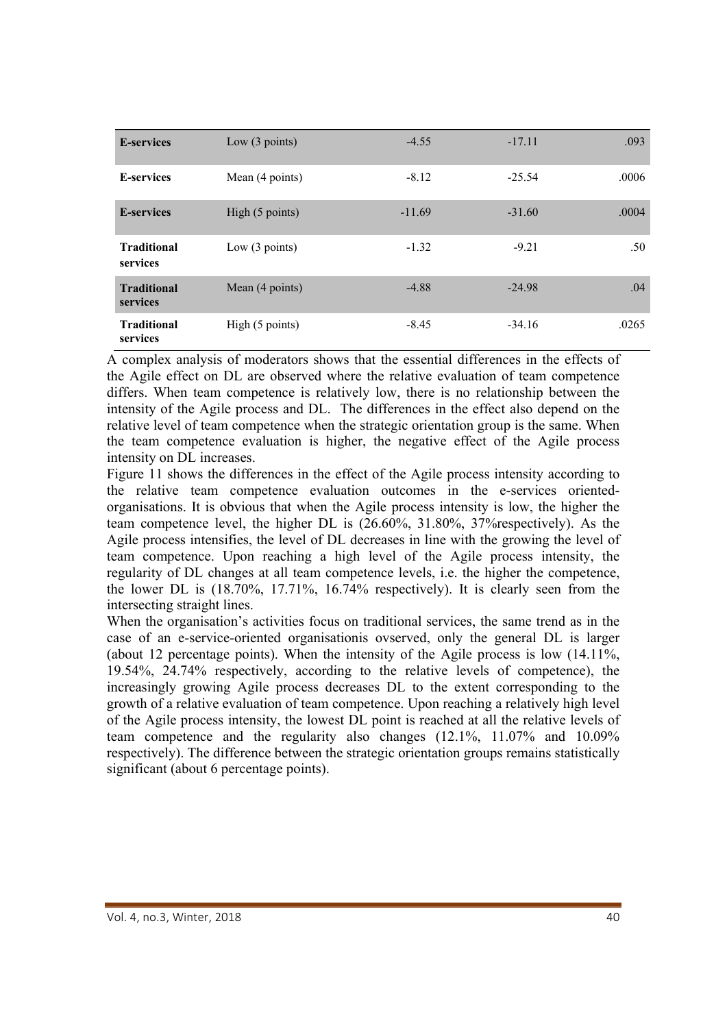| | | | | |
|---|---|---|---|---|
| **E-services** | Low (3 points) | -4.55 | -17.11 | .093 |
| **E-services** | Mean (4 points) | -8.12 | -25.54 | .0006 |
| **E-services** | High (5 points) | -11.69 | -31.60 | .0004 |
| **Traditional services** | Low (3 points) | -1.32 | -9.21 | .50 |
| **Traditional services** | Mean (4 points) | -4.88 | -24.98 | .04 |
| **Traditional services** | High (5 points) | -8.45 | -34.16 | .0265 |

A complex analysis of moderators shows that the essential differences in the effects of the Agile effect on DL are observed where the relative evaluation of team competence differs. When team competence is relatively low, there is no relationship between the intensity of the Agile process and DL. The differences in the effect also depend on the relative level of team competence when the strategic orientation group is the same. When the team competence evaluation is higher, the negative effect of the Agile process intensity on DL increases.

Figure 11 shows the differences in the effect of the Agile process intensity according to the relative team competence evaluation outcomes in the e-services oriented-organisations. It is obvious that when the Agile process intensity is low, the higher the team competence level, the higher DL is (26.60%, 31.80%, 37%respectively). As the Agile process intensifies, the level of DL decreases in line with the growing the level of team competence. Upon reaching a high level of the Agile process intensity, the regularity of DL changes at all team competence levels, i.e. the higher the competence, the lower DL is (18.70%, 17.71%, 16.74% respectively). It is clearly seen from the intersecting straight lines.

When the organisation's activities focus on traditional services, the same trend as in the case of an e-service-oriented organisationis ovserved, only the general DL is larger (about 12 percentage points). When the intensity of the Agile process is low (14.11%, 19.54%, 24.74% respectively, according to the relative levels of competence), the increasingly growing Agile process decreases DL to the extent corresponding to the growth of a relative evaluation of team competence. Upon reaching a relatively high level of the Agile process intensity, the lowest DL point is reached at all the relative levels of team competence and the regularity also changes (12.1%, 11.07% and 10.09% respectively). The difference between the strategic orientation groups remains statistically significant (about 6 percentage points).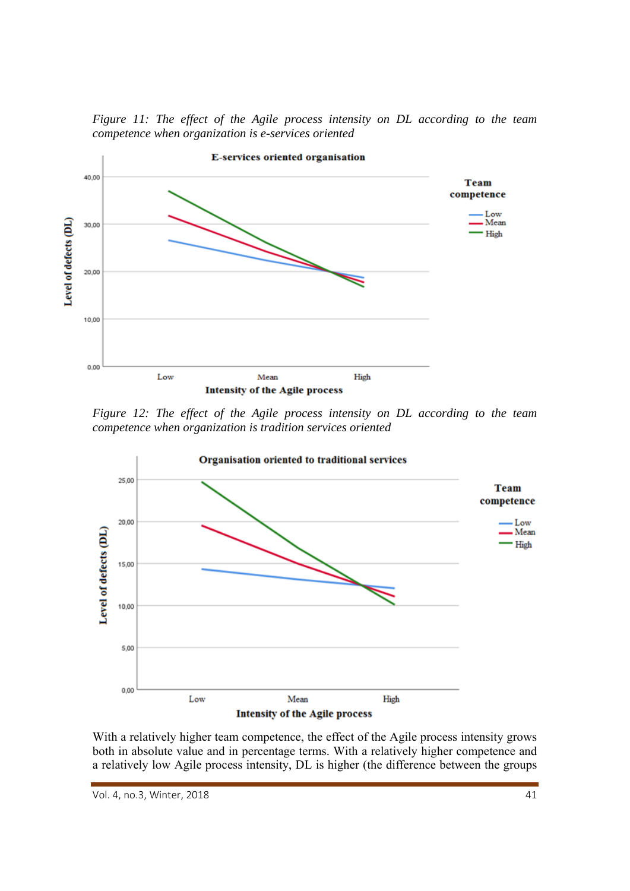*Figure 11: The effect of the Agile process intensity on DL according to the team competence when organization is e-services oriented*

*Figure 12: The effect of the Agile process intensity on DL according to the team competence when organization is tradition services oriented*

With a relatively higher team competence, the effect of the Agile process intensity grows both in absolute value and in percentage terms. With a relatively higher competence and a relatively low Agile process intensity, DL is higher (the difference between the groups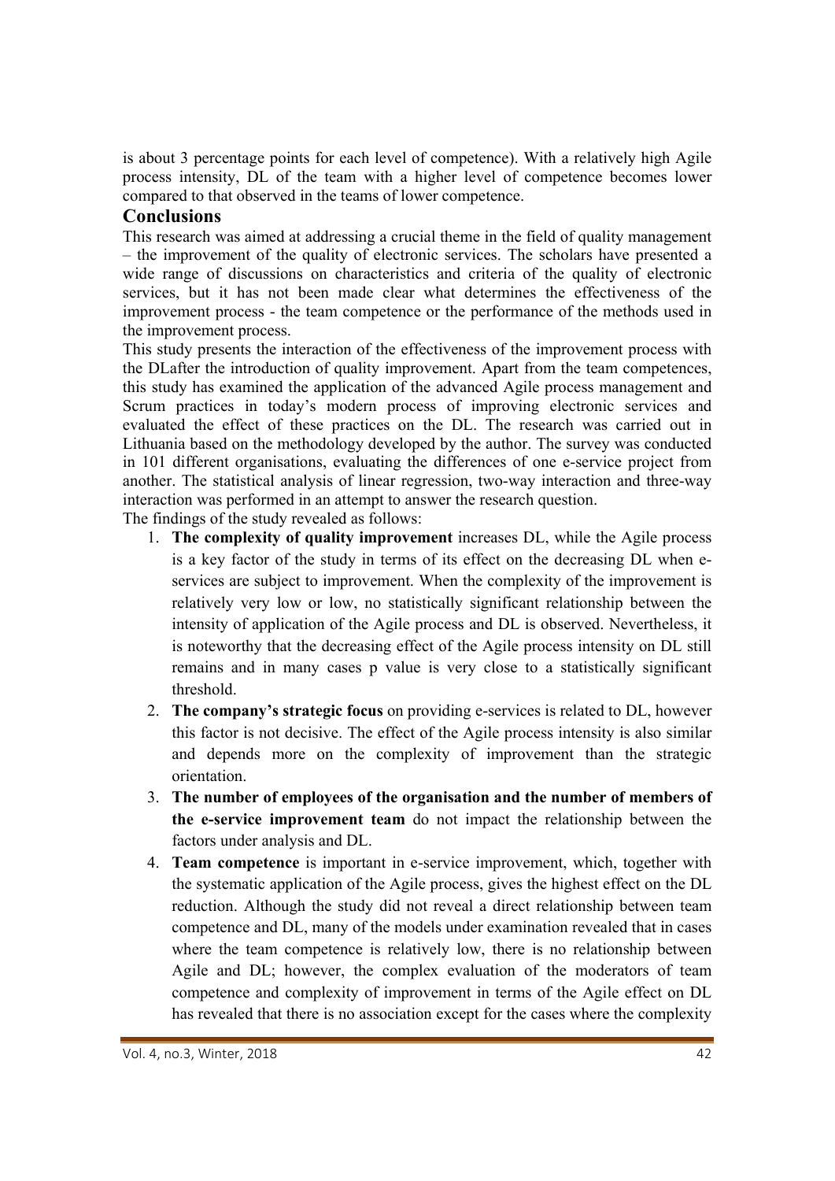is about 3 percentage points for each level of competence). With a relatively high Agile process intensity, DL of the team with a higher level of competence becomes lower compared to that observed in the teams of lower competence.

## Conclusions

This research was aimed at addressing a crucial theme in the field of quality management – the improvement of the quality of electronic services. The scholars have presented a wide range of discussions on characteristics and criteria of the quality of electronic services, but it has not been made clear what determines the effectiveness of the improvement process - the team competence or the performance of the methods used in the improvement process.

This study presents the interaction of the effectiveness of the improvement process with the DLafter the introduction of quality improvement. Apart from the team competences, this study has examined the application of the advanced Agile process management and Scrum practices in today's modern process of improving electronic services and evaluated the effect of these practices on the DL. The research was carried out in Lithuania based on the methodology developed by the author. The survey was conducted in 101 different organisations, evaluating the differences of one e-service project from another. The statistical analysis of linear regression, two-way interaction and three-way interaction was performed in an attempt to answer the research question.

The findings of the study revealed as follows:

1. **The complexity of quality improvement** increases DL, while the Agile process is a key factor of the study in terms of its effect on the decreasing DL when e-services are subject to improvement. When the complexity of the improvement is relatively very low or low, no statistically significant relationship between the intensity of application of the Agile process and DL is observed. Nevertheless, it is noteworthy that the decreasing effect of the Agile process intensity on DL still remains and in many cases p value is very close to a statistically significant threshold.
2. **The company's strategic focus** on providing e-services is related to DL, however this factor is not decisive. The effect of the Agile process intensity is also similar and depends more on the complexity of improvement than the strategic orientation.
3. **The number of employees of the organisation and the number of members of the e-service improvement team** do not impact the relationship between the factors under analysis and DL.
4. **Team competence** is important in e-service improvement, which, together with the systematic application of the Agile process, gives the highest effect on the DL reduction. Although the study did not reveal a direct relationship between team competence and DL, many of the models under examination revealed that in cases where the team competence is relatively low, there is no relationship between Agile and DL; however, the complex evaluation of the moderators of team competence and complexity of improvement in terms of the Agile effect on DL has revealed that there is no association except for the cases where the complexity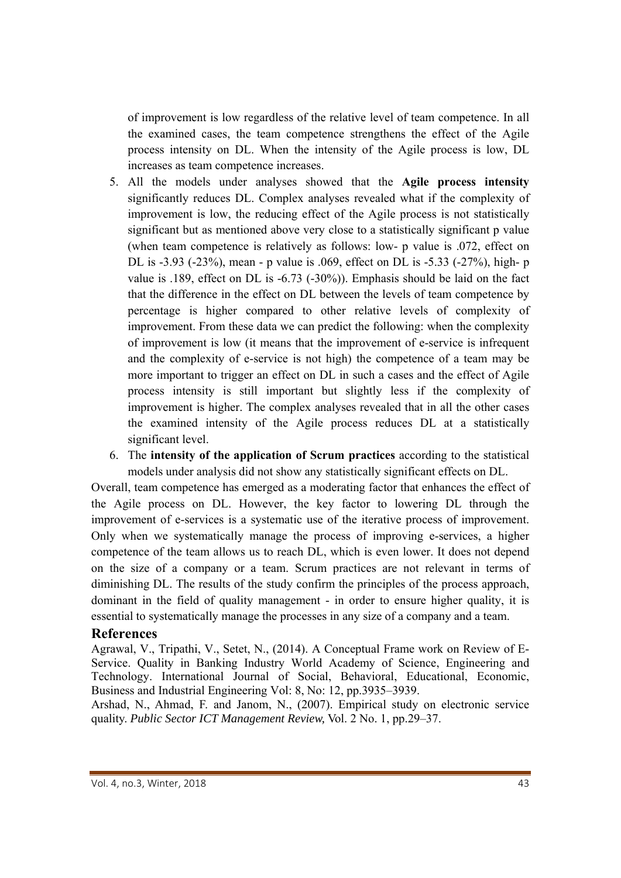of improvement is low regardless of the relative level of team competence. In all the examined cases, the team competence strengthens the effect of the Agile process intensity on DL. When the intensity of the Agile process is low, DL increases as team competence increases.

5. All the models under analyses showed that the **Agile process intensity** significantly reduces DL. Complex analyses revealed what if the complexity of improvement is low, the reducing effect of the Agile process is not statistically significant but as mentioned above very close to a statistically significant p value (when team competence is relatively as follows: low- p value is .072, effect on DL is -3.93 (-23%), mean - p value is .069, effect on DL is -5.33 (-27%), high- p value is .189, effect on DL is -6.73 (-30%)). Emphasis should be laid on the fact that the difference in the effect on DL between the levels of team competence by percentage is higher compared to other relative levels of complexity of improvement. From these data we can predict the following: when the complexity of improvement is low (it means that the improvement of e-service is infrequent and the complexity of e-service is not high) the competence of a team may be more important to trigger an effect on DL in such a cases and the effect of Agile process intensity is still important but slightly less if the complexity of improvement is higher. The complex analyses revealed that in all the other cases the examined intensity of the Agile process reduces DL at a statistically significant level.
6. The **intensity of the application of Scrum practices** according to the statistical models under analysis did not show any statistically significant effects on DL.

Overall, team competence has emerged as a moderating factor that enhances the effect of the Agile process on DL. However, the key factor to lowering DL through the improvement of e-services is a systematic use of the iterative process of improvement. Only when we systematically manage the process of improving e-services, a higher competence of the team allows us to reach DL, which is even lower. It does not depend on the size of a company or a team. Scrum practices are not relevant in terms of diminishing DL. The results of the study confirm the principles of the process approach, dominant in the field of quality management - in order to ensure higher quality, it is essential to systematically manage the processes in any size of a company and a team.

## References

Agrawal, V., Tripathi, V., Setet, N., (2014). A Conceptual Frame work on Review of E-Service. Quality in Banking Industry World Academy of Science, Engineering and Technology. International Journal of Social, Behavioral, Educational, Economic, Business and Industrial Engineering Vol: 8, No: 12, pp.3935–3939.

Arshad, N., Ahmad, F. and Janom, N., (2007). Empirical study on electronic service quality. *Public Sector ICT Management Review,* Vol. 2 No. 1, pp.29–37.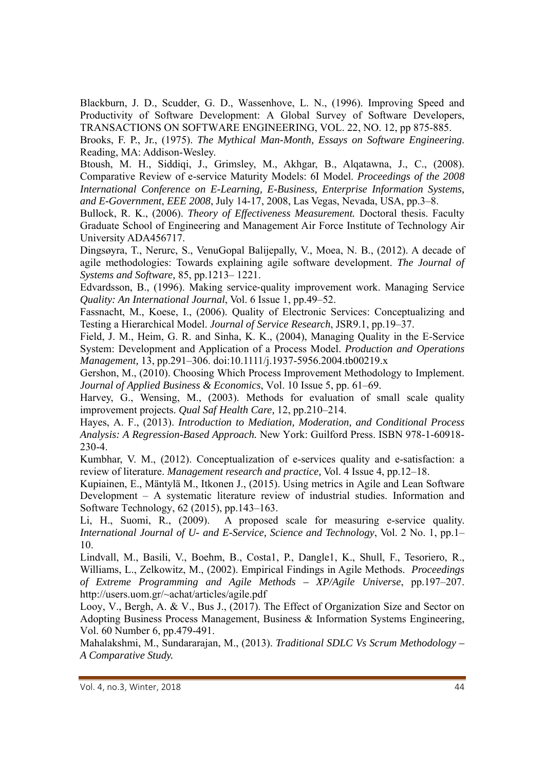Blackburn, J. D., Scudder, G. D., Wassenhove, L. N., (1996). Improving Speed and Productivity of Software Development: A Global Survey of Software Developers, TRANSACTIONS ON SOFTWARE ENGINEERING, VOL. 22, NO. 12, pp 875-885.

Brooks, F. P., Jr., (1975). *The Mythical Man-Month, Essays on Software Engineering*. Reading, MA: Addison-Wesley.

Btoush, M. H., Siddiqi, J., Grimsley, M., Akhgar, B., Alqatawna, J., C., (2008). Comparative Review of e-service Maturity Models: 6I Model. *Proceedings of the 2008 International Conference on E-Learning, E-Business, Enterprise Information Systems, and E-Government*, *EEE 2008*, July 14-17, 2008, Las Vegas, Nevada, USA, pp.3–8.

Bullock, R. K., (2006). *Theory of Effectiveness Measurement.* Doctoral thesis. Faculty Graduate School of Engineering and Management Air Force Institute of Technology Air University ADA456717.

Dingsøyra, T., Nerurc, S., VenuGopal Balijepally, V., Moea, N. B., (2012). A decade of agile methodologies: Towards explaining agile software development. *The Journal of Systems and Software,* 85, pp.1213– 1221.

Edvardsson, B., (1996). Making service‐quality improvement work. Managing Service *Quality: An International Journal*, Vol. 6 Issue 1, pp.49–52.

Fassnacht, M., Koese, I., (2006). Quality of Electronic Services: Conceptualizing and Testing a Hierarchical Model. *Journal of Service Research*, JSR9.1, pp.19–37.

Field, J. M., Heim, G. R. and Sinha, K. K., (2004), Managing Quality in the E-Service System: Development and Application of a Process Model. *Production and Operations Management,* 13, pp.291–306. doi:10.1111/j.1937-5956.2004.tb00219.x

Gershon, M., (2010). Choosing Which Process Improvement Methodology to Implement. *Journal of Applied Business & Economics*, Vol. 10 Issue 5, pp. 61–69.

Harvey, G., Wensing, M., (2003). Methods for evaluation of small scale quality improvement projects. *Qual Saf Health Care*, 12, pp.210–214.

Hayes, A. F., (2013). *Introduction to Mediation, Moderation, and Conditional Process Analysis: A Regression-Based Approach.* New York: Guilford Press. ISBN 978-1-60918-230-4.

Kumbhar, V. M., (2012). Conceptualization of e-services quality and e-satisfaction: a review of literature. *Management research and practice,* Vol. 4 Issue 4, pp.12–18.

Kupiainen, E., Mäntylä M., Itkonen J., (2015). Using metrics in Agile and Lean Software Development – A systematic literature review of industrial studies. Information and Software Technology, 62 (2015), pp.143–163.

Li, H., Suomi, R., (2009). A proposed scale for measuring e-service quality. *International Journal of U- and E-Service, Science and Technology*, Vol. 2 No. 1, pp.1–10.

Lindvall, M., Basili, V., Boehm, B., Costa1, P., Dangle1, K., Shull, F., Tesoriero, R., Williams, L., Zelkowitz, M., (2002). Empirical Findings in Agile Methods. *Proceedings of Extreme Programming and Agile Methods – XP/Agile Universe*, pp.197–207. http://users.uom.gr/~achat/articles/agile.pdf

Looy, V., Bergh, A. & V., Bus J., (2017). The Effect of Organization Size and Sector on Adopting Business Process Management, Business & Information Systems Engineering, Vol. 60 Number 6, pp.479-491.

Mahalakshmi, M., Sundararajan, M., (2013). *Traditional SDLC Vs Scrum Methodology – A Comparative Study.*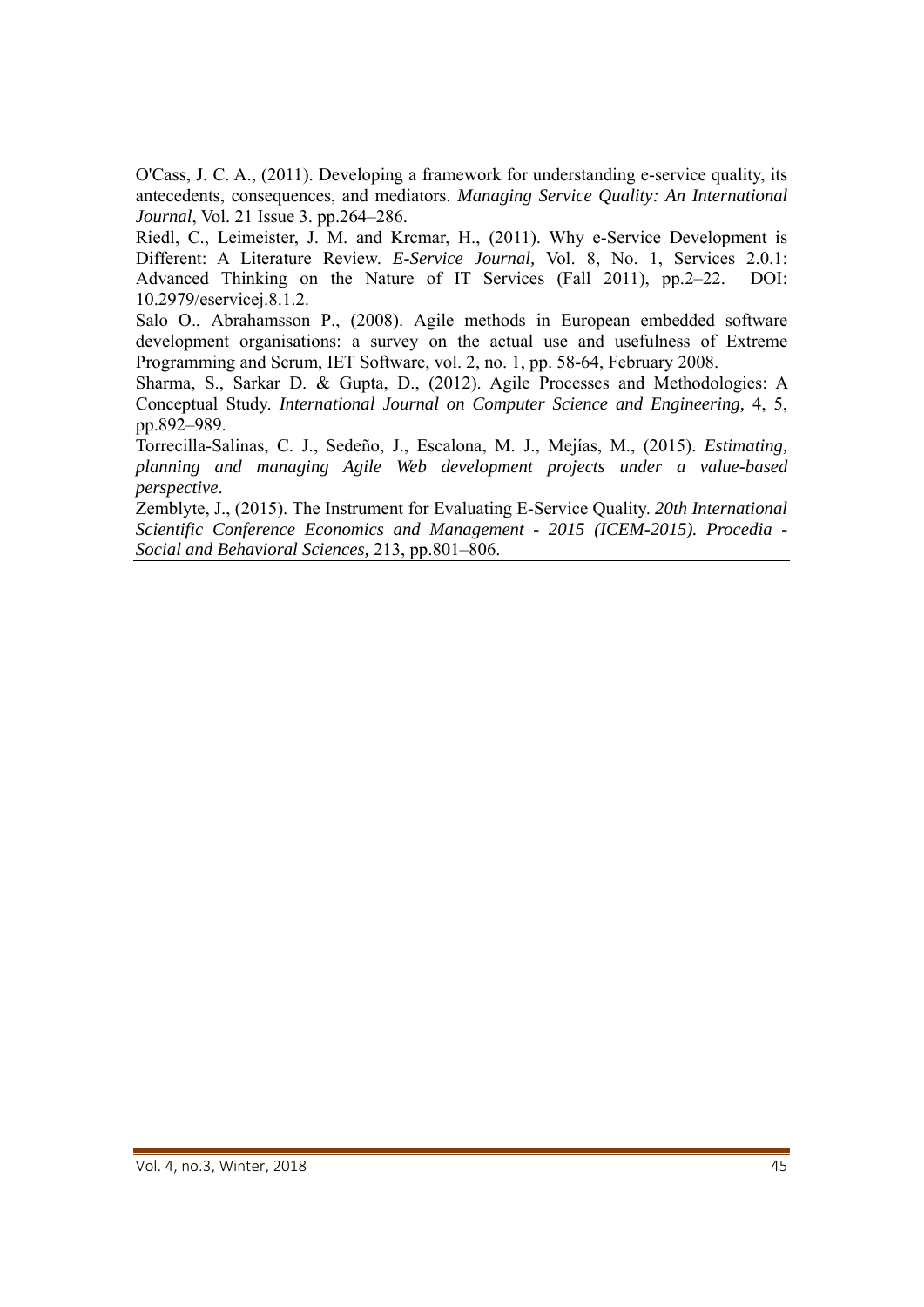O'Cass, J. C. A., (2011). Developing a framework for understanding e-service quality, its antecedents, consequences, and mediators. *Managing Service Quality: An International Journal*, Vol. 21 Issue 3. pp.264–286.

Riedl, C., Leimeister, J. M. and Krcmar, H., (2011). Why e-Service Development is Different: A Literature Review. *E-Service Journal,* Vol. 8, No. 1, Services 2.0.1: Advanced Thinking on the Nature of IT Services (Fall 2011), pp.2–22. DOI: 10.2979/eservicej.8.1.2.

Salo O., Abrahamsson P., (2008). Agile methods in European embedded software development organisations: a survey on the actual use and usefulness of Extreme Programming and Scrum, IET Software, vol. 2, no. 1, pp. 58-64, February 2008.

Sharma, S., Sarkar D. & Gupta, D., (2012). Agile Processes and Methodologies: A Conceptual Study. *International Journal on Computer Science and Engineering,* 4, 5, pp.892–989.

Torrecilla-Salinas, C. J., Sedeño, J., Escalona, M. J., Mejías, M., (2015). *Estimating, planning and managing Agile Web development projects under a value-based perspective*.

Zemblyte, J., (2015). The Instrument for Evaluating E-Service Quality. *20th International Scientific Conference Economics and Management - 2015 (ICEM-2015). Procedia - Social and Behavioral Sciences,* 213, pp.801–806.